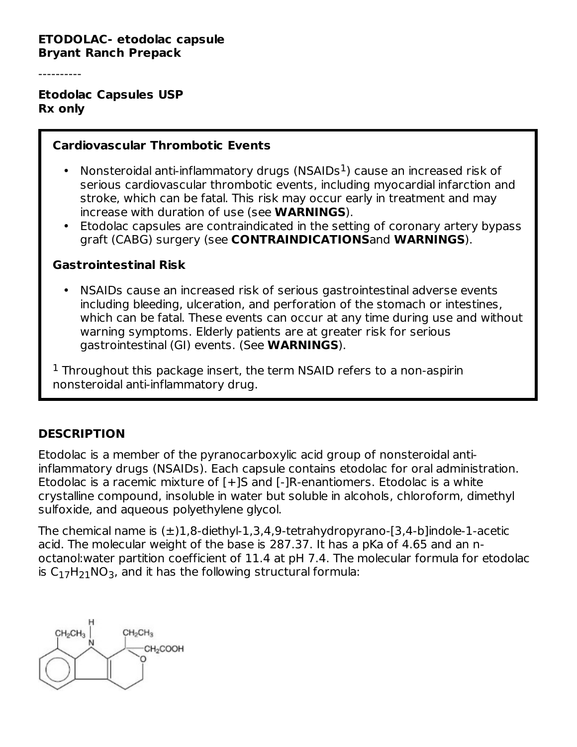**ETODOLAC- etodolac capsule**
**Bryant Ranch Prepack**

----------

**Etodolac Capsules USP**
**Rx only**

### Cardiovascular Thrombotic Events

- Nonsteroidal anti-inflammatory drugs (NSAIDs[1]) cause an increased risk of serious cardiovascular thrombotic events, including myocardial infarction and stroke, which can be fatal. This risk may occur early in treatment and may increase with duration of use (see **WARNINGS**).
- Etodolac capsules are contraindicated in the setting of coronary artery bypass graft (CABG) surgery (see **CONTRAINDICATIONS**and **WARNINGS**).

### Gastrointestinal Risk

- NSAIDs cause an increased risk of serious gastrointestinal adverse events including bleeding, ulceration, and perforation of the stomach or intestines, which can be fatal. These events can occur at any time during use and without warning symptoms. Elderly patients are at greater risk for serious gastrointestinal (GI) events. (See **WARNINGS**).

[1] Throughout this package insert, the term NSAID refers to a non-aspirin nonsteroidal anti-inflammatory drug.

## DESCRIPTION

Etodolac is a member of the pyranocarboxylic acid group of nonsteroidal anti-inflammatory drugs (NSAIDs). Each capsule contains etodolac for oral administration. Etodolac is a racemic mixture of [+]S and [-]R-enantiomers. Etodolac is a white crystalline compound, insoluble in water but soluble in alcohols, chloroform, dimethyl sulfoxide, and aqueous polyethylene glycol.

The chemical name is (±)1,8-diethyl-1,3,4,9-tetrahydropyrano-[3,4-b]indole-1-acetic acid. The molecular weight of the base is 287.37. It has a pKa of 4.65 and an n-octanol:water partition coefficient of 11.4 at pH 7.4. The molecular formula for etodolac is $C_{17}H_{21}NO_3$, and it has the following structural formula: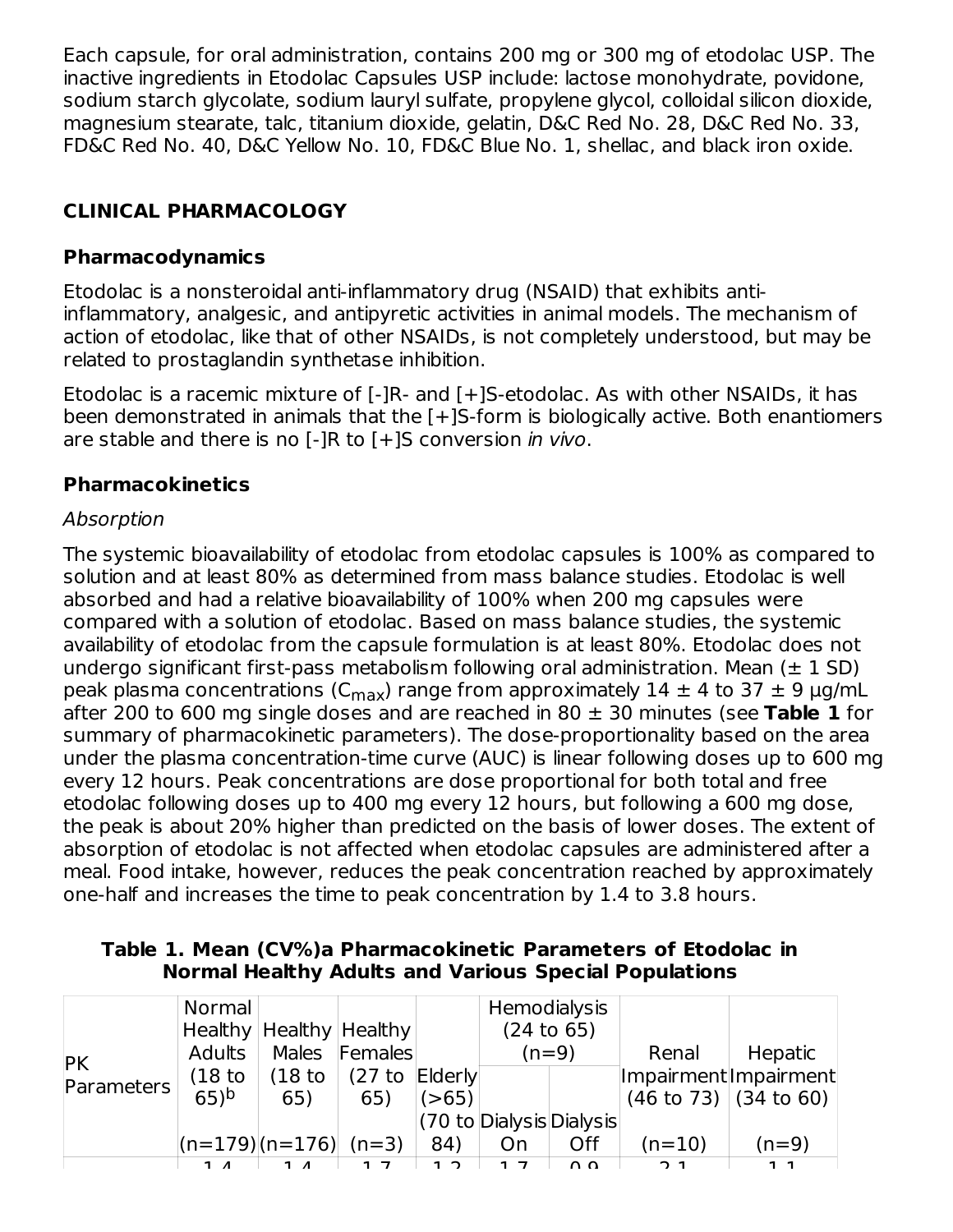Each capsule, for oral administration, contains 200 mg or 300 mg of etodolac USP. The inactive ingredients in Etodolac Capsules USP include: lactose monohydrate, povidone, sodium starch glycolate, sodium lauryl sulfate, propylene glycol, colloidal silicon dioxide, magnesium stearate, talc, titanium dioxide, gelatin, D&C Red No. 28, D&C Red No. 33, FD&C Red No. 40, D&C Yellow No. 10, FD&C Blue No. 1, shellac, and black iron oxide.

## CLINICAL PHARMACOLOGY

### Pharmacodynamics

Etodolac is a nonsteroidal anti-inflammatory drug (NSAID) that exhibits anti-inflammatory, analgesic, and antipyretic activities in animal models. The mechanism of action of etodolac, like that of other NSAIDs, is not completely understood, but may be related to prostaglandin synthetase inhibition.

Etodolac is a racemic mixture of [-]R- and [+]S-etodolac. As with other NSAIDs, it has been demonstrated in animals that the [+]S-form is biologically active. Both enantiomers are stable and there is no [-]R to [+]S conversion *in vivo*.

### Pharmacokinetics

*Absorption*

The systemic bioavailability of etodolac from etodolac capsules is 100% as compared to solution and at least 80% as determined from mass balance studies. Etodolac is well absorbed and had a relative bioavailability of 100% when 200 mg capsules were compared with a solution of etodolac. Based on mass balance studies, the systemic availability of etodolac from the capsule formulation is at least 80%. Etodolac does not undergo significant first-pass metabolism following oral administration. Mean (± 1 SD) peak plasma concentrations ($C_{max}$) range from approximately 14 ± 4 to 37 ± 9 μg/mL after 200 to 600 mg single doses and are reached in 80 ± 30 minutes (see **Table 1** for summary of pharmacokinetic parameters). The dose-proportionality based on the area under the plasma concentration-time curve (AUC) is linear following doses up to 600 mg every 12 hours. Peak concentrations are dose proportional for both total and free etodolac following doses up to 400 mg every 12 hours, but following a 600 mg dose, the peak is about 20% higher than predicted on the basis of lower doses. The extent of absorption of etodolac is not affected when etodolac capsules are administered after a meal. Food intake, however, reduces the peak concentration reached by approximately one-half and increases the time to peak concentration by 1.4 to 3.8 hours.

**Table 1. Mean (CV%)a Pharmacokinetic Parameters of Etodolac in Normal Healthy Adults and Various Special Populations**

| PK Parameters | Normal Healthy Adults (18 to 65)[b] (n=179) | Healthy Males (18 to 65) (n=176) | Healthy Females (27 to 65) (n=3) | Elderly (>65) (70 to 84) | Hemodialysis (24 to 65) (n=9) | | Renal Impairment (46 to 73) (n=10) | Hepatic Impairment (34 to 60) (n=9) |
|---|---|---|---|---|---|---|---|---|
| | | | | | Dialysis On | Dialysis Off | | |
| | 1.4 | 1.4 | 1.7 | 1.2 | 1.7 | 0.9 | 2.1 | 1.1 |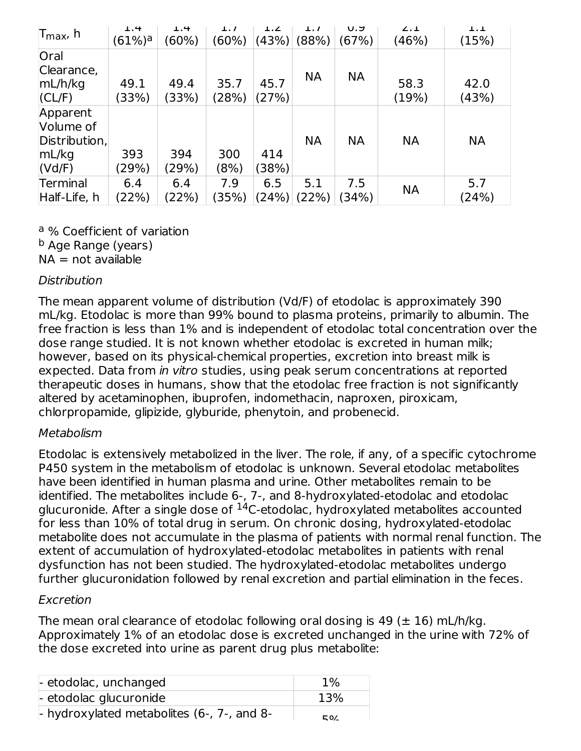| $T_{max}$, h | 1.4 (61%)[a] | 1.4 (60%) | 1.7 (60%) | 1.2 (43%) | 1.7 (88%) | 0.9 (67%) | 2.1 (46%) | 1.1 (15%) |
|---|---|---|---|---|---|---|---|---|
| Oral Clearance, mL/h/kg (CL/F) | 49.1 (33%) | 49.4 (33%) | 35.7 (28%) | 45.7 (27%) | NA | NA | 58.3 (19%) | 42.0 (43%) |
| Apparent Volume of Distribution, mL/kg (Vd/F) | 393 (29%) | 394 (29%) | 300 (8%) | 414 (38%) | NA | NA | NA | NA |
| Terminal Half-Life, h | 6.4 (22%) | 6.4 (22%) | 7.9 (35%) | 6.5 (24%) | 5.1 (22%) | 7.5 (34%) | NA | 5.7 (24%) |

[a] % Coefficient of variation
[b] Age Range (years)
NA = not available

*Distribution*

The mean apparent volume of distribution (Vd/F) of etodolac is approximately 390 mL/kg. Etodolac is more than 99% bound to plasma proteins, primarily to albumin. The free fraction is less than 1% and is independent of etodolac total concentration over the dose range studied. It is not known whether etodolac is excreted in human milk; however, based on its physical-chemical properties, excretion into breast milk is expected. Data from *in vitro* studies, using peak serum concentrations at reported therapeutic doses in humans, show that the etodolac free fraction is not significantly altered by acetaminophen, ibuprofen, indomethacin, naproxen, piroxicam, chlorpropamide, glipizide, glyburide, phenytoin, and probenecid.

*Metabolism*

Etodolac is extensively metabolized in the liver. The role, if any, of a specific cytochrome P450 system in the metabolism of etodolac is unknown. Several etodolac metabolites have been identified in human plasma and urine. Other metabolites remain to be identified. The metabolites include 6-, 7-, and 8-hydroxylated-etodolac and etodolac glucuronide. After a single dose of $^{14}$C-etodolac, hydroxylated metabolites accounted for less than 10% of total drug in serum. On chronic dosing, hydroxylated-etodolac metabolite does not accumulate in the plasma of patients with normal renal function. The extent of accumulation of hydroxylated-etodolac metabolites in patients with renal dysfunction has not been studied. The hydroxylated-etodolac metabolites undergo further glucuronidation followed by renal excretion and partial elimination in the feces.

*Excretion*

The mean oral clearance of etodolac following oral dosing is 49 (± 16) mL/h/kg. Approximately 1% of an etodolac dose is excreted unchanged in the urine with 72% of the dose excreted into urine as parent drug plus metabolite:

| | |
|---|---|
| - etodolac, unchanged | 1% |
| - etodolac glucuronide | 13% |
| - hydroxylated metabolites (6-, 7-, and 8- | 5% |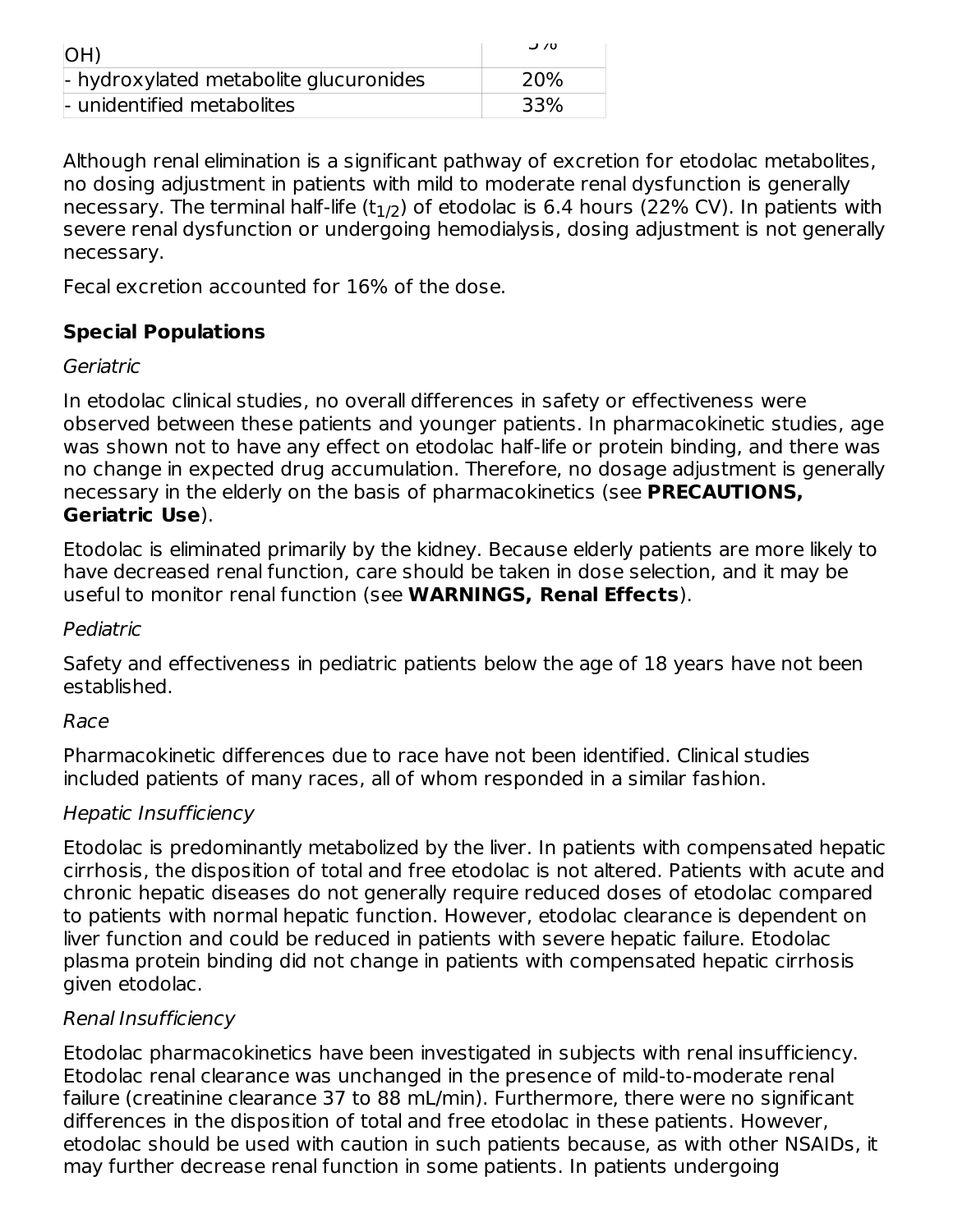| OH) | 5% |
|---|---|
| - hydroxylated metabolite glucuronides | 20% |
| - unidentified metabolites | 33% |

Although renal elimination is a significant pathway of excretion for etodolac metabolites, no dosing adjustment in patients with mild to moderate renal dysfunction is generally necessary. The terminal half-life ($t_{1/2}$) of etodolac is 6.4 hours (22% CV). In patients with severe renal dysfunction or undergoing hemodialysis, dosing adjustment is not generally necessary.

Fecal excretion accounted for 16% of the dose.

**Special Populations**

*Geriatric*

In etodolac clinical studies, no overall differences in safety or effectiveness were observed between these patients and younger patients. In pharmacokinetic studies, age was shown not to have any effect on etodolac half-life or protein binding, and there was no change in expected drug accumulation. Therefore, no dosage adjustment is generally necessary in the elderly on the basis of pharmacokinetics (see **PRECAUTIONS, Geriatric Use**).

Etodolac is eliminated primarily by the kidney. Because elderly patients are more likely to have decreased renal function, care should be taken in dose selection, and it may be useful to monitor renal function (see **WARNINGS, Renal Effects**).

*Pediatric*

Safety and effectiveness in pediatric patients below the age of 18 years have not been established.

*Race*

Pharmacokinetic differences due to race have not been identified. Clinical studies included patients of many races, all of whom responded in a similar fashion.

*Hepatic Insufficiency*

Etodolac is predominantly metabolized by the liver. In patients with compensated hepatic cirrhosis, the disposition of total and free etodolac is not altered. Patients with acute and chronic hepatic diseases do not generally require reduced doses of etodolac compared to patients with normal hepatic function. However, etodolac clearance is dependent on liver function and could be reduced in patients with severe hepatic failure. Etodolac plasma protein binding did not change in patients with compensated hepatic cirrhosis given etodolac.

*Renal Insufficiency*

Etodolac pharmacokinetics have been investigated in subjects with renal insufficiency. Etodolac renal clearance was unchanged in the presence of mild-to-moderate renal failure (creatinine clearance 37 to 88 mL/min). Furthermore, there were no significant differences in the disposition of total and free etodolac in these patients. However, etodolac should be used with caution in such patients because, as with other NSAIDs, it may further decrease renal function in some patients. In patients undergoing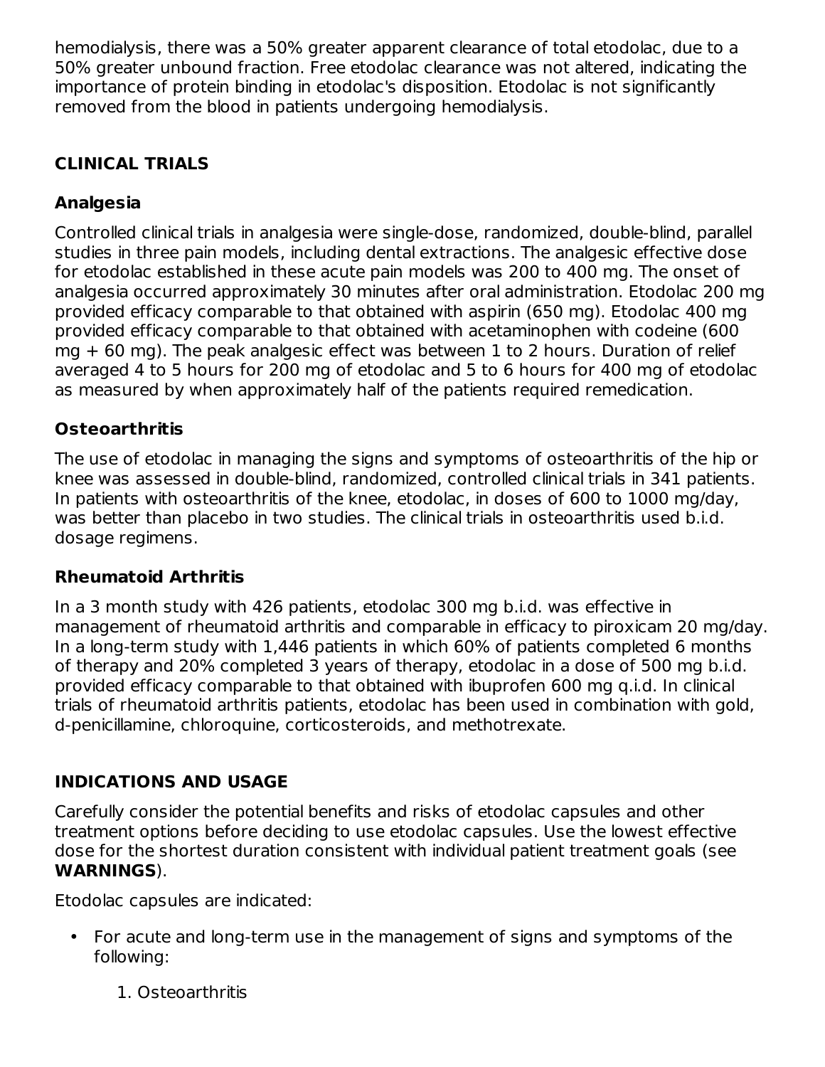hemodialysis, there was a 50% greater apparent clearance of total etodolac, due to a 50% greater unbound fraction. Free etodolac clearance was not altered, indicating the importance of protein binding in etodolac's disposition. Etodolac is not significantly removed from the blood in patients undergoing hemodialysis.

## CLINICAL TRIALS

### Analgesia

Controlled clinical trials in analgesia were single-dose, randomized, double-blind, parallel studies in three pain models, including dental extractions. The analgesic effective dose for etodolac established in these acute pain models was 200 to 400 mg. The onset of analgesia occurred approximately 30 minutes after oral administration. Etodolac 200 mg provided efficacy comparable to that obtained with aspirin (650 mg). Etodolac 400 mg provided efficacy comparable to that obtained with acetaminophen with codeine (600 mg + 60 mg). The peak analgesic effect was between 1 to 2 hours. Duration of relief averaged 4 to 5 hours for 200 mg of etodolac and 5 to 6 hours for 400 mg of etodolac as measured by when approximately half of the patients required remedication.

### Osteoarthritis

The use of etodolac in managing the signs and symptoms of osteoarthritis of the hip or knee was assessed in double-blind, randomized, controlled clinical trials in 341 patients. In patients with osteoarthritis of the knee, etodolac, in doses of 600 to 1000 mg/day, was better than placebo in two studies. The clinical trials in osteoarthritis used b.i.d. dosage regimens.

### Rheumatoid Arthritis

In a 3 month study with 426 patients, etodolac 300 mg b.i.d. was effective in management of rheumatoid arthritis and comparable in efficacy to piroxicam 20 mg/day. In a long-term study with 1,446 patients in which 60% of patients completed 6 months of therapy and 20% completed 3 years of therapy, etodolac in a dose of 500 mg b.i.d. provided efficacy comparable to that obtained with ibuprofen 600 mg q.i.d. In clinical trials of rheumatoid arthritis patients, etodolac has been used in combination with gold, d-penicillamine, chloroquine, corticosteroids, and methotrexate.

## INDICATIONS AND USAGE

Carefully consider the potential benefits and risks of etodolac capsules and other treatment options before deciding to use etodolac capsules. Use the lowest effective dose for the shortest duration consistent with individual patient treatment goals (see **WARNINGS**).

Etodolac capsules are indicated:

- For acute and long-term use in the management of signs and symptoms of the following:
    1. Osteoarthritis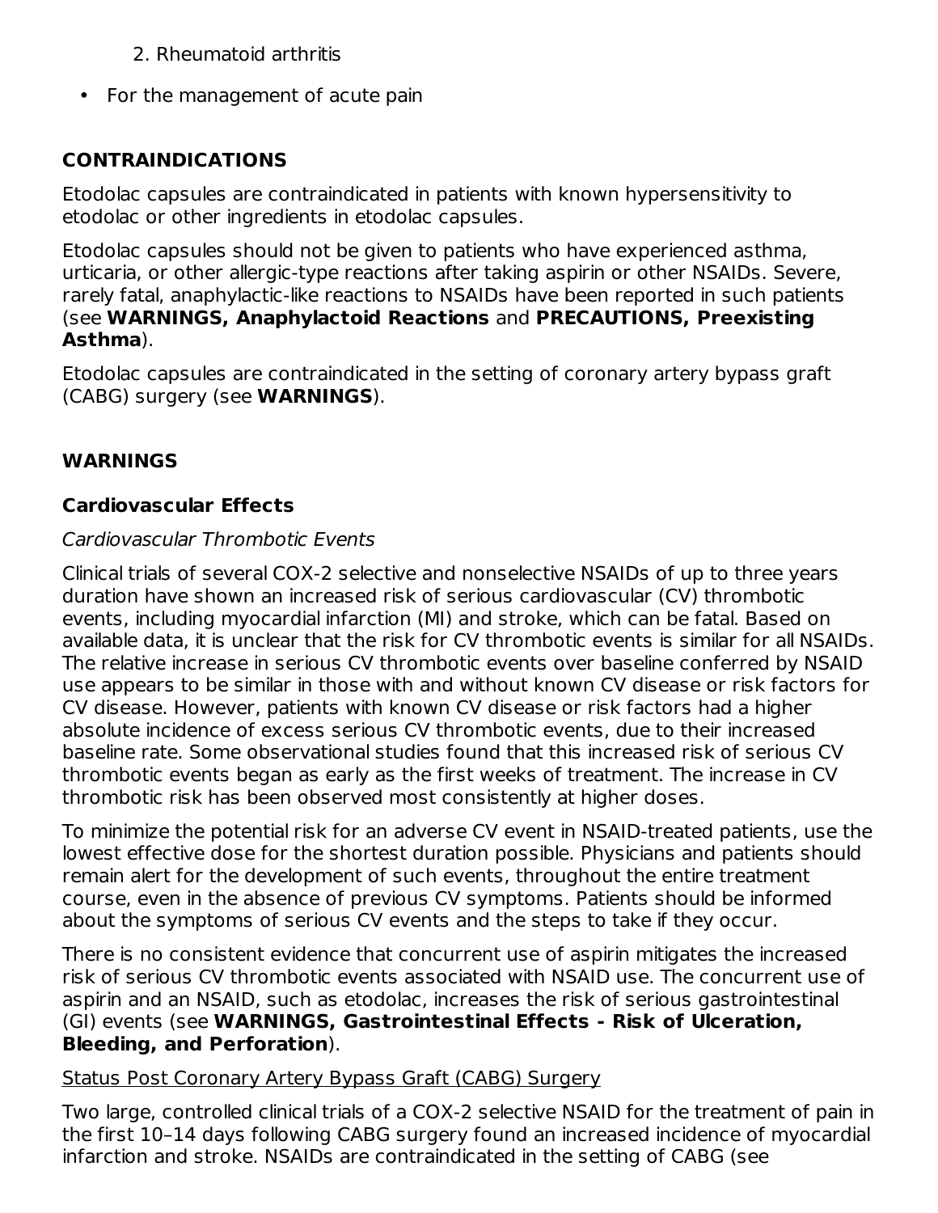2. Rheumatoid arthritis

- For the management of acute pain

## CONTRAINDICATIONS

Etodolac capsules are contraindicated in patients with known hypersensitivity to etodolac or other ingredients in etodolac capsules.

Etodolac capsules should not be given to patients who have experienced asthma, urticaria, or other allergic-type reactions after taking aspirin or other NSAIDs. Severe, rarely fatal, anaphylactic-like reactions to NSAIDs have been reported in such patients (see **WARNINGS, Anaphylactoid Reactions** and **PRECAUTIONS, Preexisting Asthma**).

Etodolac capsules are contraindicated in the setting of coronary artery bypass graft (CABG) surgery (see **WARNINGS**).

## WARNINGS

### Cardiovascular Effects

*Cardiovascular Thrombotic Events*

Clinical trials of several COX-2 selective and nonselective NSAIDs of up to three years duration have shown an increased risk of serious cardiovascular (CV) thrombotic events, including myocardial infarction (MI) and stroke, which can be fatal. Based on available data, it is unclear that the risk for CV thrombotic events is similar for all NSAIDs. The relative increase in serious CV thrombotic events over baseline conferred by NSAID use appears to be similar in those with and without known CV disease or risk factors for CV disease. However, patients with known CV disease or risk factors had a higher absolute incidence of excess serious CV thrombotic events, due to their increased baseline rate. Some observational studies found that this increased risk of serious CV thrombotic events began as early as the first weeks of treatment. The increase in CV thrombotic risk has been observed most consistently at higher doses.

To minimize the potential risk for an adverse CV event in NSAID-treated patients, use the lowest effective dose for the shortest duration possible. Physicians and patients should remain alert for the development of such events, throughout the entire treatment course, even in the absence of previous CV symptoms. Patients should be informed about the symptoms of serious CV events and the steps to take if they occur.

There is no consistent evidence that concurrent use of aspirin mitigates the increased risk of serious CV thrombotic events associated with NSAID use. The concurrent use of aspirin and an NSAID, such as etodolac, increases the risk of serious gastrointestinal (GI) events (see **WARNINGS, Gastrointestinal Effects - Risk of Ulceration, Bleeding, and Perforation**).

<u>Status Post Coronary Artery Bypass Graft (CABG) Surgery</u>

Two large, controlled clinical trials of a COX-2 selective NSAID for the treatment of pain in the first 10–14 days following CABG surgery found an increased incidence of myocardial infarction and stroke. NSAIDs are contraindicated in the setting of CABG (see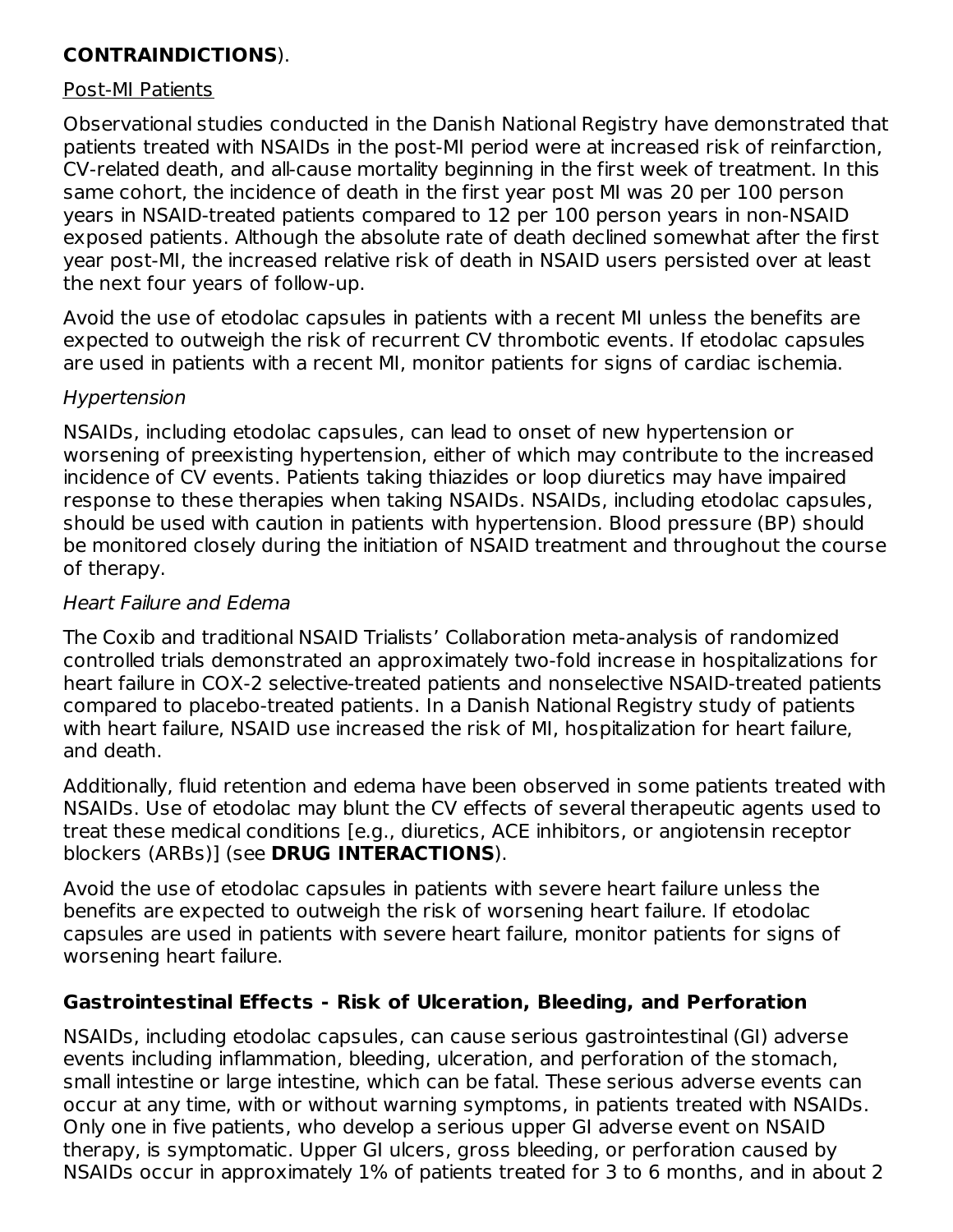**CONTRAINDICATIONS**).

Post-MI Patients

Observational studies conducted in the Danish National Registry have demonstrated that patients treated with NSAIDs in the post-MI period were at increased risk of reinfarction, CV-related death, and all-cause mortality beginning in the first week of treatment. In this same cohort, the incidence of death in the first year post MI was 20 per 100 person years in NSAID-treated patients compared to 12 per 100 person years in non-NSAID exposed patients. Although the absolute rate of death declined somewhat after the first year post-MI, the increased relative risk of death in NSAID users persisted over at least the next four years of follow-up.

Avoid the use of etodolac capsules in patients with a recent MI unless the benefits are expected to outweigh the risk of recurrent CV thrombotic events. If etodolac capsules are used in patients with a recent MI, monitor patients for signs of cardiac ischemia.

*Hypertension*

NSAIDs, including etodolac capsules, can lead to onset of new hypertension or worsening of preexisting hypertension, either of which may contribute to the increased incidence of CV events. Patients taking thiazides or loop diuretics may have impaired response to these therapies when taking NSAIDs. NSAIDs, including etodolac capsules, should be used with caution in patients with hypertension. Blood pressure (BP) should be monitored closely during the initiation of NSAID treatment and throughout the course of therapy.

*Heart Failure and Edema*

The Coxib and traditional NSAID Trialists' Collaboration meta-analysis of randomized controlled trials demonstrated an approximately two-fold increase in hospitalizations for heart failure in COX-2 selective-treated patients and nonselective NSAID-treated patients compared to placebo-treated patients. In a Danish National Registry study of patients with heart failure, NSAID use increased the risk of MI, hospitalization for heart failure, and death.

Additionally, fluid retention and edema have been observed in some patients treated with NSAIDs. Use of etodolac may blunt the CV effects of several therapeutic agents used to treat these medical conditions [e.g., diuretics, ACE inhibitors, or angiotensin receptor blockers (ARBs)] (see **DRUG INTERACTIONS**).

Avoid the use of etodolac capsules in patients with severe heart failure unless the benefits are expected to outweigh the risk of worsening heart failure. If etodolac capsules are used in patients with severe heart failure, monitor patients for signs of worsening heart failure.

### Gastrointestinal Effects - Risk of Ulceration, Bleeding, and Perforation

NSAIDs, including etodolac capsules, can cause serious gastrointestinal (GI) adverse events including inflammation, bleeding, ulceration, and perforation of the stomach, small intestine or large intestine, which can be fatal. These serious adverse events can occur at any time, with or without warning symptoms, in patients treated with NSAIDs. Only one in five patients, who develop a serious upper GI adverse event on NSAID therapy, is symptomatic. Upper GI ulcers, gross bleeding, or perforation caused by NSAIDs occur in approximately 1% of patients treated for 3 to 6 months, and in about 2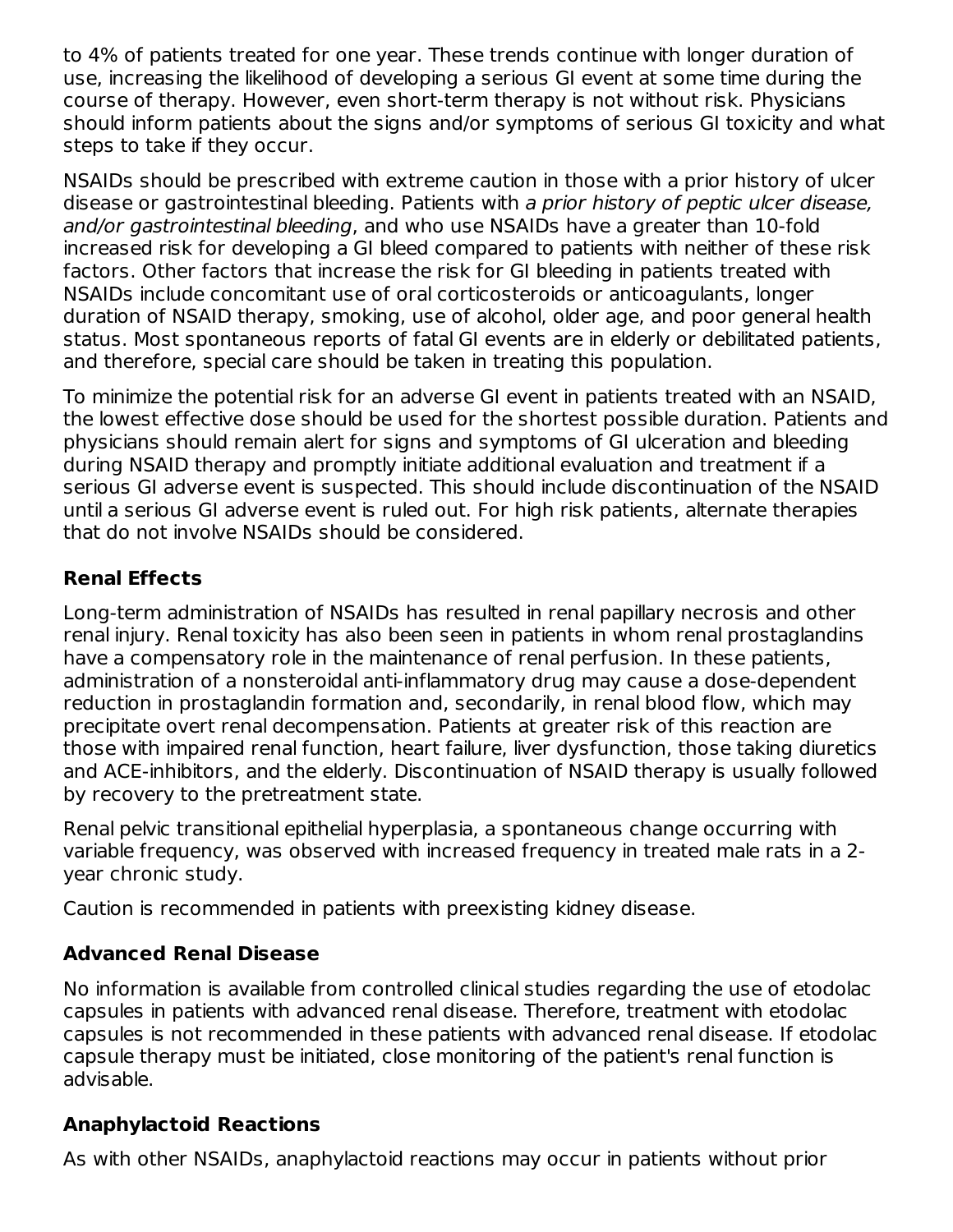to 4% of patients treated for one year. These trends continue with longer duration of use, increasing the likelihood of developing a serious GI event at some time during the course of therapy. However, even short-term therapy is not without risk. Physicians should inform patients about the signs and/or symptoms of serious GI toxicity and what steps to take if they occur.

NSAIDs should be prescribed with extreme caution in those with a prior history of ulcer disease or gastrointestinal bleeding. Patients with *a prior history of peptic ulcer disease, and/or gastrointestinal bleeding*, and who use NSAIDs have a greater than 10-fold increased risk for developing a GI bleed compared to patients with neither of these risk factors. Other factors that increase the risk for GI bleeding in patients treated with NSAIDs include concomitant use of oral corticosteroids or anticoagulants, longer duration of NSAID therapy, smoking, use of alcohol, older age, and poor general health status. Most spontaneous reports of fatal GI events are in elderly or debilitated patients, and therefore, special care should be taken in treating this population.

To minimize the potential risk for an adverse GI event in patients treated with an NSAID, the lowest effective dose should be used for the shortest possible duration. Patients and physicians should remain alert for signs and symptoms of GI ulceration and bleeding during NSAID therapy and promptly initiate additional evaluation and treatment if a serious GI adverse event is suspected. This should include discontinuation of the NSAID until a serious GI adverse event is ruled out. For high risk patients, alternate therapies that do not involve NSAIDs should be considered.

**Renal Effects**

Long-term administration of NSAIDs has resulted in renal papillary necrosis and other renal injury. Renal toxicity has also been seen in patients in whom renal prostaglandins have a compensatory role in the maintenance of renal perfusion. In these patients, administration of a nonsteroidal anti-inflammatory drug may cause a dose-dependent reduction in prostaglandin formation and, secondarily, in renal blood flow, which may precipitate overt renal decompensation. Patients at greater risk of this reaction are those with impaired renal function, heart failure, liver dysfunction, those taking diuretics and ACE-inhibitors, and the elderly. Discontinuation of NSAID therapy is usually followed by recovery to the pretreatment state.

Renal pelvic transitional epithelial hyperplasia, a spontaneous change occurring with variable frequency, was observed with increased frequency in treated male rats in a 2-year chronic study.

Caution is recommended in patients with preexisting kidney disease.

**Advanced Renal Disease**

No information is available from controlled clinical studies regarding the use of etodolac capsules in patients with advanced renal disease. Therefore, treatment with etodolac capsules is not recommended in these patients with advanced renal disease. If etodolac capsule therapy must be initiated, close monitoring of the patient's renal function is advisable.

**Anaphylactoid Reactions**

As with other NSAIDs, anaphylactoid reactions may occur in patients without prior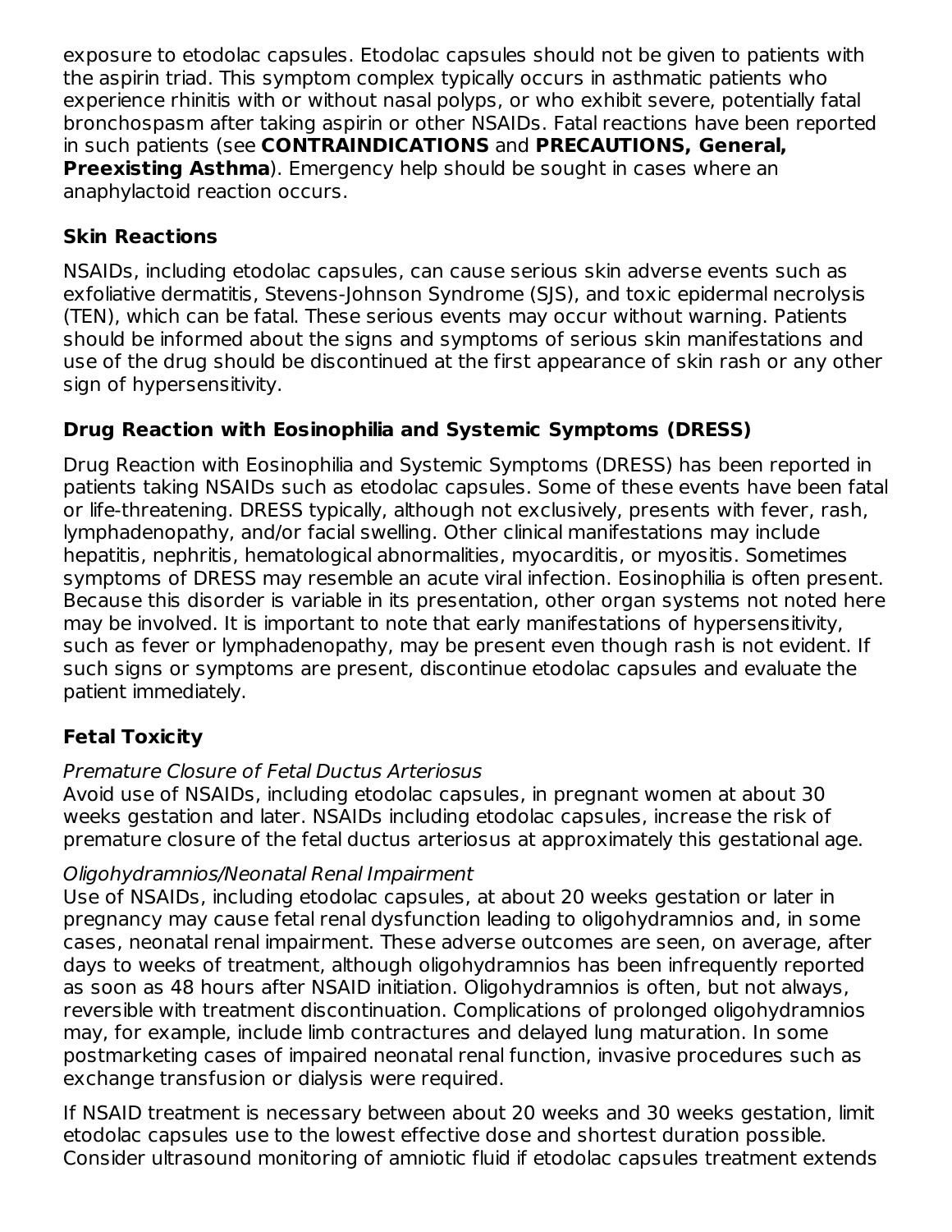exposure to etodolac capsules. Etodolac capsules should not be given to patients with the aspirin triad. This symptom complex typically occurs in asthmatic patients who experience rhinitis with or without nasal polyps, or who exhibit severe, potentially fatal bronchospasm after taking aspirin or other NSAIDs. Fatal reactions have been reported in such patients (see **CONTRAINDICATIONS** and **PRECAUTIONS, General, Preexisting Asthma**). Emergency help should be sought in cases where an anaphylactoid reaction occurs.

### Skin Reactions

NSAIDs, including etodolac capsules, can cause serious skin adverse events such as exfoliative dermatitis, Stevens-Johnson Syndrome (SJS), and toxic epidermal necrolysis (TEN), which can be fatal. These serious events may occur without warning. Patients should be informed about the signs and symptoms of serious skin manifestations and use of the drug should be discontinued at the first appearance of skin rash or any other sign of hypersensitivity.

### Drug Reaction with Eosinophilia and Systemic Symptoms (DRESS)

Drug Reaction with Eosinophilia and Systemic Symptoms (DRESS) has been reported in patients taking NSAIDs such as etodolac capsules. Some of these events have been fatal or life-threatening. DRESS typically, although not exclusively, presents with fever, rash, lymphadenopathy, and/or facial swelling. Other clinical manifestations may include hepatitis, nephritis, hematological abnormalities, myocarditis, or myositis. Sometimes symptoms of DRESS may resemble an acute viral infection. Eosinophilia is often present. Because this disorder is variable in its presentation, other organ systems not noted here may be involved. It is important to note that early manifestations of hypersensitivity, such as fever or lymphadenopathy, may be present even though rash is not evident. If such signs or symptoms are present, discontinue etodolac capsules and evaluate the patient immediately.

### Fetal Toxicity

*Premature Closure of Fetal Ductus Arteriosus*

Avoid use of NSAIDs, including etodolac capsules, in pregnant women at about 30 weeks gestation and later. NSAIDs including etodolac capsules, increase the risk of premature closure of the fetal ductus arteriosus at approximately this gestational age.

*Oligohydramnios/Neonatal Renal Impairment*

Use of NSAIDs, including etodolac capsules, at about 20 weeks gestation or later in pregnancy may cause fetal renal dysfunction leading to oligohydramnios and, in some cases, neonatal renal impairment. These adverse outcomes are seen, on average, after days to weeks of treatment, although oligohydramnios has been infrequently reported as soon as 48 hours after NSAID initiation. Oligohydramnios is often, but not always, reversible with treatment discontinuation. Complications of prolonged oligohydramnios may, for example, include limb contractures and delayed lung maturation. In some postmarketing cases of impaired neonatal renal function, invasive procedures such as exchange transfusion or dialysis were required.

If NSAID treatment is necessary between about 20 weeks and 30 weeks gestation, limit etodolac capsules use to the lowest effective dose and shortest duration possible. Consider ultrasound monitoring of amniotic fluid if etodolac capsules treatment extends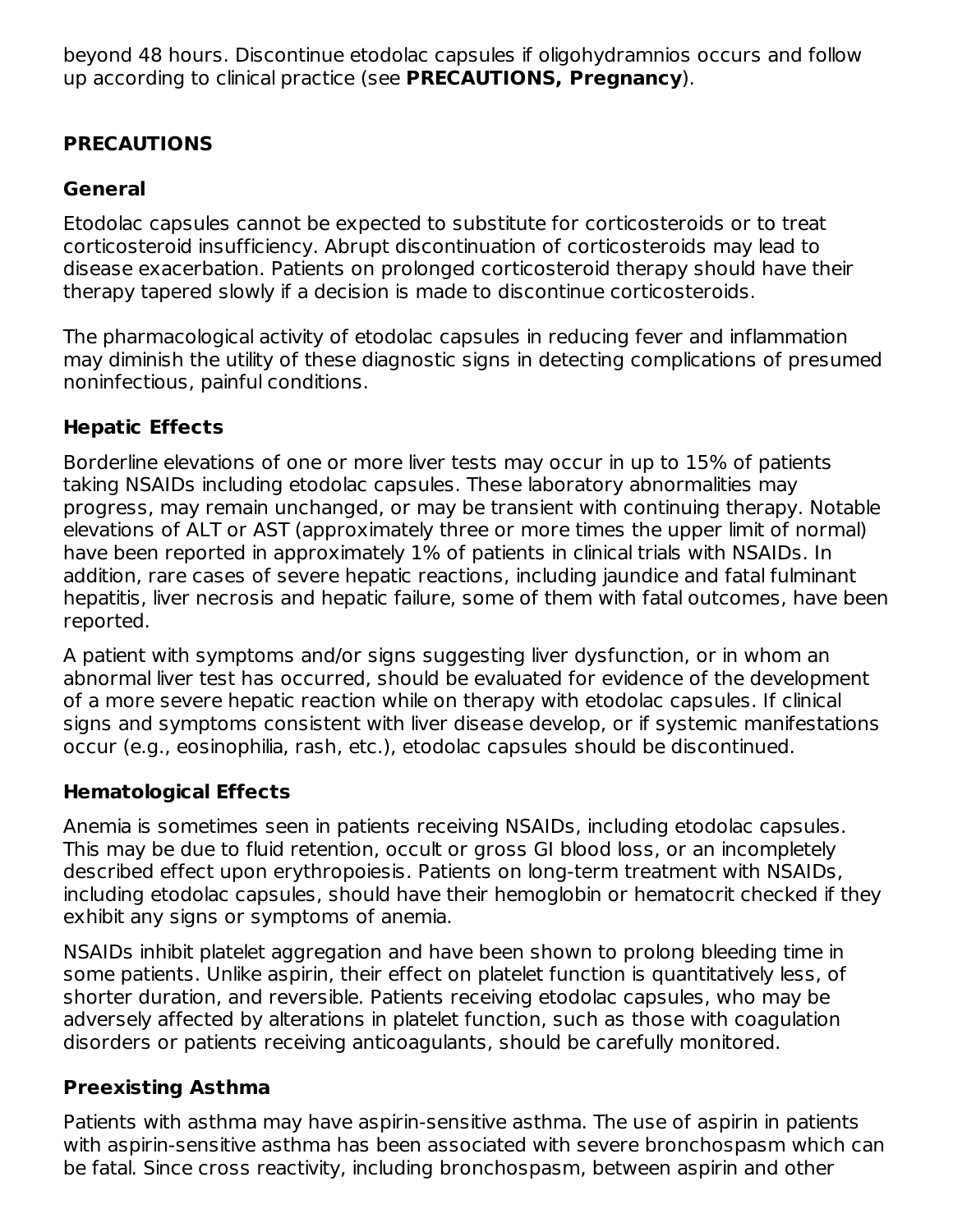beyond 48 hours. Discontinue etodolac capsules if oligohydramnios occurs and follow up according to clinical practice (see **PRECAUTIONS, Pregnancy**).

## PRECAUTIONS

### General

Etodolac capsules cannot be expected to substitute for corticosteroids or to treat corticosteroid insufficiency. Abrupt discontinuation of corticosteroids may lead to disease exacerbation. Patients on prolonged corticosteroid therapy should have their therapy tapered slowly if a decision is made to discontinue corticosteroids.

The pharmacological activity of etodolac capsules in reducing fever and inflammation may diminish the utility of these diagnostic signs in detecting complications of presumed noninfectious, painful conditions.

### Hepatic Effects

Borderline elevations of one or more liver tests may occur in up to 15% of patients taking NSAIDs including etodolac capsules. These laboratory abnormalities may progress, may remain unchanged, or may be transient with continuing therapy. Notable elevations of ALT or AST (approximately three or more times the upper limit of normal) have been reported in approximately 1% of patients in clinical trials with NSAIDs. In addition, rare cases of severe hepatic reactions, including jaundice and fatal fulminant hepatitis, liver necrosis and hepatic failure, some of them with fatal outcomes, have been reported.

A patient with symptoms and/or signs suggesting liver dysfunction, or in whom an abnormal liver test has occurred, should be evaluated for evidence of the development of a more severe hepatic reaction while on therapy with etodolac capsules. If clinical signs and symptoms consistent with liver disease develop, or if systemic manifestations occur (e.g., eosinophilia, rash, etc.), etodolac capsules should be discontinued.

### Hematological Effects

Anemia is sometimes seen in patients receiving NSAIDs, including etodolac capsules. This may be due to fluid retention, occult or gross GI blood loss, or an incompletely described effect upon erythropoiesis. Patients on long-term treatment with NSAIDs, including etodolac capsules, should have their hemoglobin or hematocrit checked if they exhibit any signs or symptoms of anemia.

NSAIDs inhibit platelet aggregation and have been shown to prolong bleeding time in some patients. Unlike aspirin, their effect on platelet function is quantitatively less, of shorter duration, and reversible. Patients receiving etodolac capsules, who may be adversely affected by alterations in platelet function, such as those with coagulation disorders or patients receiving anticoagulants, should be carefully monitored.

### Preexisting Asthma

Patients with asthma may have aspirin-sensitive asthma. The use of aspirin in patients with aspirin-sensitive asthma has been associated with severe bronchospasm which can be fatal. Since cross reactivity, including bronchospasm, between aspirin and other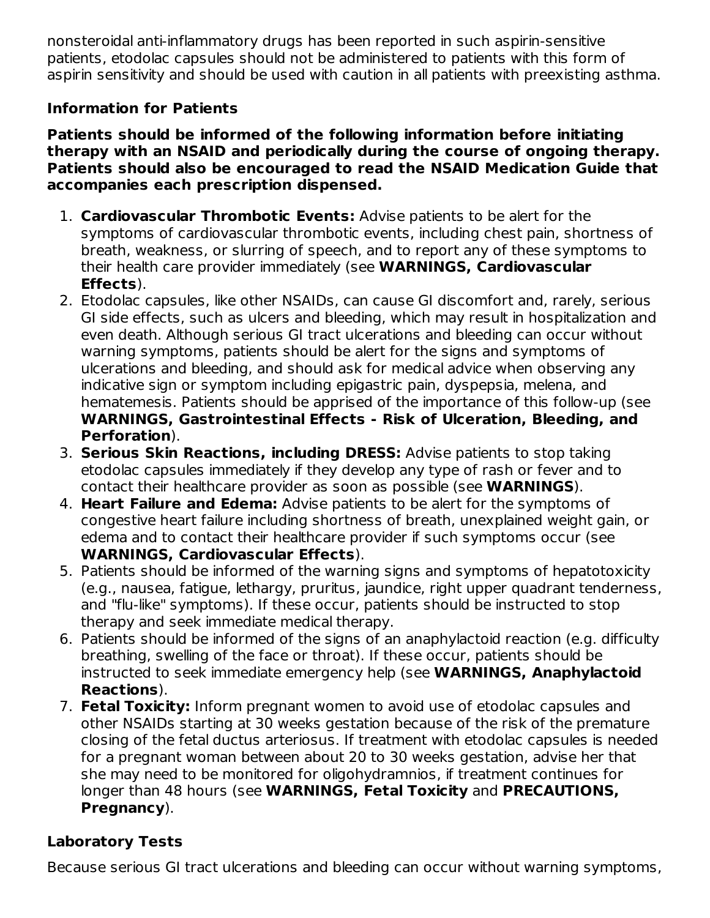nonsteroidal anti-inflammatory drugs has been reported in such aspirin-sensitive patients, etodolac capsules should not be administered to patients with this form of aspirin sensitivity and should be used with caution in all patients with preexisting asthma.

### Information for Patients

**Patients should be informed of the following information before initiating therapy with an NSAID and periodically during the course of ongoing therapy. Patients should also be encouraged to read the NSAID Medication Guide that accompanies each prescription dispensed.**

1. **Cardiovascular Thrombotic Events:** Advise patients to be alert for the symptoms of cardiovascular thrombotic events, including chest pain, shortness of breath, weakness, or slurring of speech, and to report any of these symptoms to their health care provider immediately (see **WARNINGS, Cardiovascular Effects**).
2. Etodolac capsules, like other NSAIDs, can cause GI discomfort and, rarely, serious GI side effects, such as ulcers and bleeding, which may result in hospitalization and even death. Although serious GI tract ulcerations and bleeding can occur without warning symptoms, patients should be alert for the signs and symptoms of ulcerations and bleeding, and should ask for medical advice when observing any indicative sign or symptom including epigastric pain, dyspepsia, melena, and hematemesis. Patients should be apprised of the importance of this follow-up (see **WARNINGS, Gastrointestinal Effects - Risk of Ulceration, Bleeding, and Perforation**).
3. **Serious Skin Reactions, including DRESS:** Advise patients to stop taking etodolac capsules immediately if they develop any type of rash or fever and to contact their healthcare provider as soon as possible (see **WARNINGS**).
4. **Heart Failure and Edema:** Advise patients to be alert for the symptoms of congestive heart failure including shortness of breath, unexplained weight gain, or edema and to contact their healthcare provider if such symptoms occur (see **WARNINGS, Cardiovascular Effects**).
5. Patients should be informed of the warning signs and symptoms of hepatotoxicity (e.g., nausea, fatigue, lethargy, pruritus, jaundice, right upper quadrant tenderness, and "flu-like" symptoms). If these occur, patients should be instructed to stop therapy and seek immediate medical therapy.
6. Patients should be informed of the signs of an anaphylactoid reaction (e.g. difficulty breathing, swelling of the face or throat). If these occur, patients should be instructed to seek immediate emergency help (see **WARNINGS, Anaphylactoid Reactions**).
7. **Fetal Toxicity:** Inform pregnant women to avoid use of etodolac capsules and other NSAIDs starting at 30 weeks gestation because of the risk of the premature closing of the fetal ductus arteriosus. If treatment with etodolac capsules is needed for a pregnant woman between about 20 to 30 weeks gestation, advise her that she may need to be monitored for oligohydramnios, if treatment continues for longer than 48 hours (see **WARNINGS, Fetal Toxicity** and **PRECAUTIONS, Pregnancy**).

### Laboratory Tests

Because serious GI tract ulcerations and bleeding can occur without warning symptoms,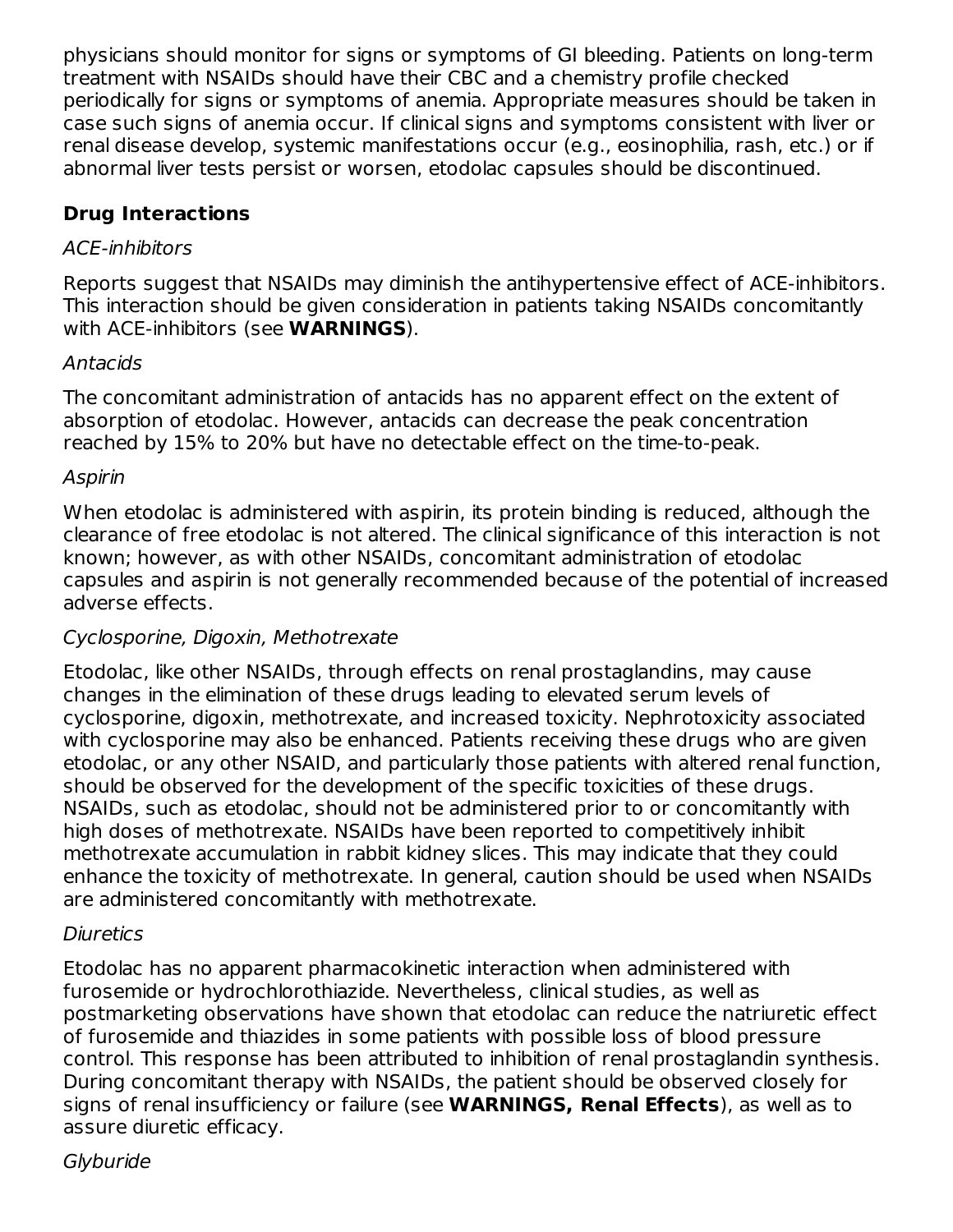physicians should monitor for signs or symptoms of GI bleeding. Patients on long-term treatment with NSAIDs should have their CBC and a chemistry profile checked periodically for signs or symptoms of anemia. Appropriate measures should be taken in case such signs of anemia occur. If clinical signs and symptoms consistent with liver or renal disease develop, systemic manifestations occur (e.g., eosinophilia, rash, etc.) or if abnormal liver tests persist or worsen, etodolac capsules should be discontinued.

### Drug Interactions

*ACE-inhibitors*

Reports suggest that NSAIDs may diminish the antihypertensive effect of ACE-inhibitors. This interaction should be given consideration in patients taking NSAIDs concomitantly with ACE-inhibitors (see **WARNINGS**).

*Antacids*

The concomitant administration of antacids has no apparent effect on the extent of absorption of etodolac. However, antacids can decrease the peak concentration reached by 15% to 20% but have no detectable effect on the time-to-peak.

*Aspirin*

When etodolac is administered with aspirin, its protein binding is reduced, although the clearance of free etodolac is not altered. The clinical significance of this interaction is not known; however, as with other NSAIDs, concomitant administration of etodolac capsules and aspirin is not generally recommended because of the potential of increased adverse effects.

*Cyclosporine, Digoxin, Methotrexate*

Etodolac, like other NSAIDs, through effects on renal prostaglandins, may cause changes in the elimination of these drugs leading to elevated serum levels of cyclosporine, digoxin, methotrexate, and increased toxicity. Nephrotoxicity associated with cyclosporine may also be enhanced. Patients receiving these drugs who are given etodolac, or any other NSAID, and particularly those patients with altered renal function, should be observed for the development of the specific toxicities of these drugs. NSAIDs, such as etodolac, should not be administered prior to or concomitantly with high doses of methotrexate. NSAIDs have been reported to competitively inhibit methotrexate accumulation in rabbit kidney slices. This may indicate that they could enhance the toxicity of methotrexate. In general, caution should be used when NSAIDs are administered concomitantly with methotrexate.

*Diuretics*

Etodolac has no apparent pharmacokinetic interaction when administered with furosemide or hydrochlorothiazide. Nevertheless, clinical studies, as well as postmarketing observations have shown that etodolac can reduce the natriuretic effect of furosemide and thiazides in some patients with possible loss of blood pressure control. This response has been attributed to inhibition of renal prostaglandin synthesis. During concomitant therapy with NSAIDs, the patient should be observed closely for signs of renal insufficiency or failure (see **WARNINGS, Renal Effects**), as well as to assure diuretic efficacy.

*Glyburide*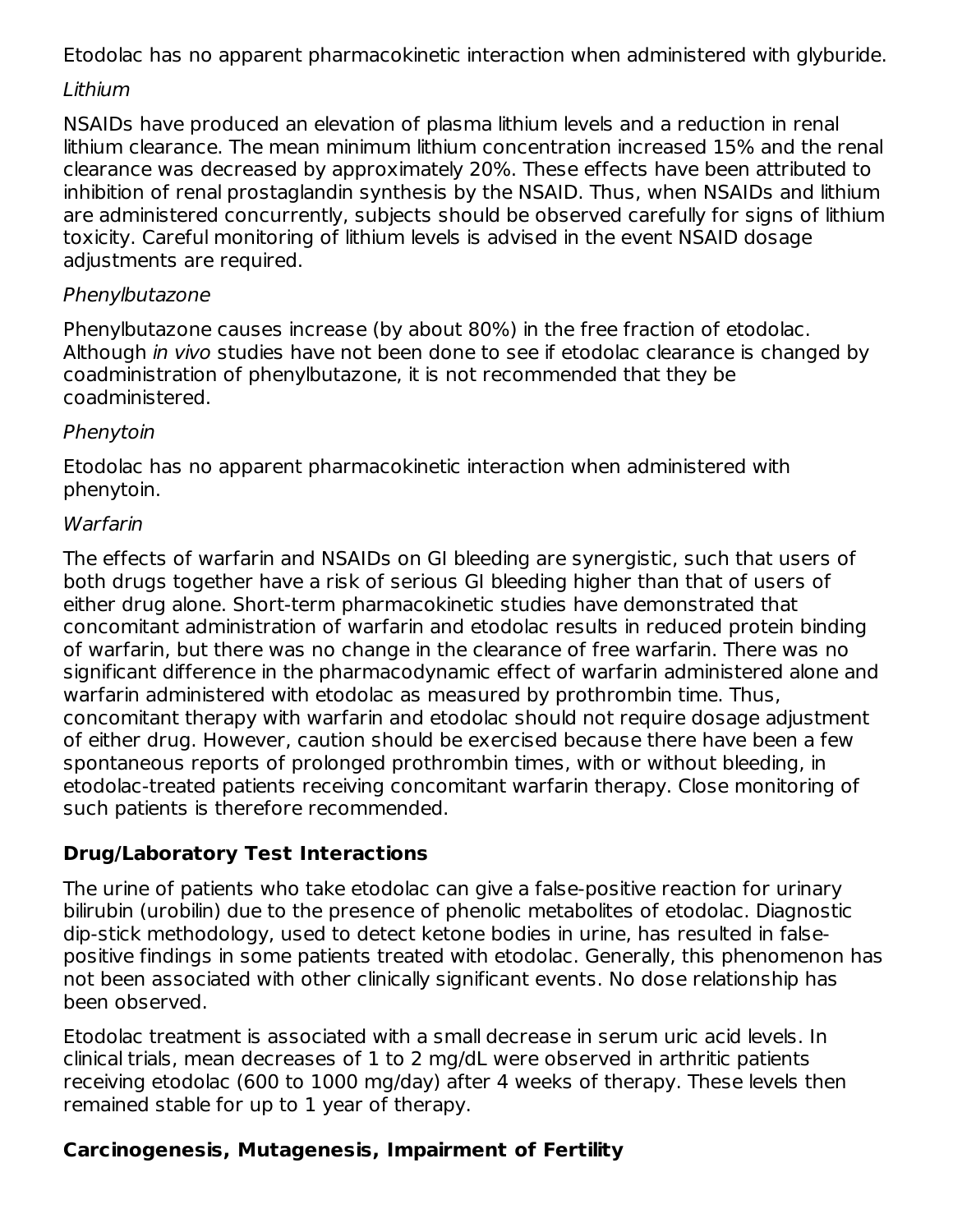Etodolac has no apparent pharmacokinetic interaction when administered with glyburide.

*Lithium*

NSAIDs have produced an elevation of plasma lithium levels and a reduction in renal lithium clearance. The mean minimum lithium concentration increased 15% and the renal clearance was decreased by approximately 20%. These effects have been attributed to inhibition of renal prostaglandin synthesis by the NSAID. Thus, when NSAIDs and lithium are administered concurrently, subjects should be observed carefully for signs of lithium toxicity. Careful monitoring of lithium levels is advised in the event NSAID dosage adjustments are required.

*Phenylbutazone*

Phenylbutazone causes increase (by about 80%) in the free fraction of etodolac. Although *in vivo* studies have not been done to see if etodolac clearance is changed by coadministration of phenylbutazone, it is not recommended that they be coadministered.

*Phenytoin*

Etodolac has no apparent pharmacokinetic interaction when administered with phenytoin.

*Warfarin*

The effects of warfarin and NSAIDs on GI bleeding are synergistic, such that users of both drugs together have a risk of serious GI bleeding higher than that of users of either drug alone. Short-term pharmacokinetic studies have demonstrated that concomitant administration of warfarin and etodolac results in reduced protein binding of warfarin, but there was no change in the clearance of free warfarin. There was no significant difference in the pharmacodynamic effect of warfarin administered alone and warfarin administered with etodolac as measured by prothrombin time. Thus, concomitant therapy with warfarin and etodolac should not require dosage adjustment of either drug. However, caution should be exercised because there have been a few spontaneous reports of prolonged prothrombin times, with or without bleeding, in etodolac-treated patients receiving concomitant warfarin therapy. Close monitoring of such patients is therefore recommended.

**Drug/Laboratory Test Interactions**

The urine of patients who take etodolac can give a false-positive reaction for urinary bilirubin (urobilin) due to the presence of phenolic metabolites of etodolac. Diagnostic dip-stick methodology, used to detect ketone bodies in urine, has resulted in false-positive findings in some patients treated with etodolac. Generally, this phenomenon has not been associated with other clinically significant events. No dose relationship has been observed.

Etodolac treatment is associated with a small decrease in serum uric acid levels. In clinical trials, mean decreases of 1 to 2 mg/dL were observed in arthritic patients receiving etodolac (600 to 1000 mg/day) after 4 weeks of therapy. These levels then remained stable for up to 1 year of therapy.

**Carcinogenesis, Mutagenesis, Impairment of Fertility**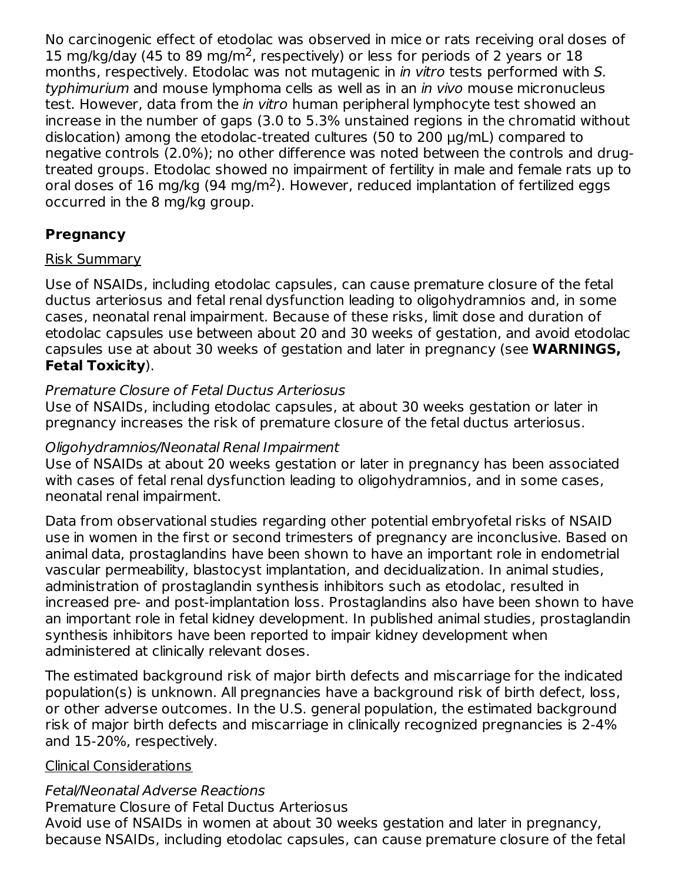No carcinogenic effect of etodolac was observed in mice or rats receiving oral doses of 15 mg/kg/day (45 to 89 mg/m$^2$, respectively) or less for periods of 2 years or 18 months, respectively. Etodolac was not mutagenic in *in vitro* tests performed with *S. typhimurium* and mouse lymphoma cells as well as in an *in vivo* mouse micronucleus test. However, data from the *in vitro* human peripheral lymphocyte test showed an increase in the number of gaps (3.0 to 5.3% unstained regions in the chromatid without dislocation) among the etodolac-treated cultures (50 to 200 µg/mL) compared to negative controls (2.0%); no other difference was noted between the controls and drug-treated groups. Etodolac showed no impairment of fertility in male and female rats up to oral doses of 16 mg/kg (94 mg/m$^2$). However, reduced implantation of fertilized eggs occurred in the 8 mg/kg group.

## Pregnancy

Risk Summary

Use of NSAIDs, including etodolac capsules, can cause premature closure of the fetal ductus arteriosus and fetal renal dysfunction leading to oligohydramnios and, in some cases, neonatal renal impairment. Because of these risks, limit dose and duration of etodolac capsules use between about 20 and 30 weeks of gestation, and avoid etodolac capsules use at about 30 weeks of gestation and later in pregnancy (see **WARNINGS, Fetal Toxicity**).

*Premature Closure of Fetal Ductus Arteriosus*

Use of NSAIDs, including etodolac capsules, at about 30 weeks gestation or later in pregnancy increases the risk of premature closure of the fetal ductus arteriosus.

*Oligohydramnios/Neonatal Renal Impairment*

Use of NSAIDs at about 20 weeks gestation or later in pregnancy has been associated with cases of fetal renal dysfunction leading to oligohydramnios, and in some cases, neonatal renal impairment.

Data from observational studies regarding other potential embryofetal risks of NSAID use in women in the first or second trimesters of pregnancy are inconclusive. Based on animal data, prostaglandins have been shown to have an important role in endometrial vascular permeability, blastocyst implantation, and decidualization. In animal studies, administration of prostaglandin synthesis inhibitors such as etodolac, resulted in increased pre- and post-implantation loss. Prostaglandins also have been shown to have an important role in fetal kidney development. In published animal studies, prostaglandin synthesis inhibitors have been reported to impair kidney development when administered at clinically relevant doses.

The estimated background risk of major birth defects and miscarriage for the indicated population(s) is unknown. All pregnancies have a background risk of birth defect, loss, or other adverse outcomes. In the U.S. general population, the estimated background risk of major birth defects and miscarriage in clinically recognized pregnancies is 2-4% and 15-20%, respectively.

Clinical Considerations

*Fetal/Neonatal Adverse Reactions*

Premature Closure of Fetal Ductus Arteriosus

Avoid use of NSAIDs in women at about 30 weeks gestation and later in pregnancy, because NSAIDs, including etodolac capsules, can cause premature closure of the fetal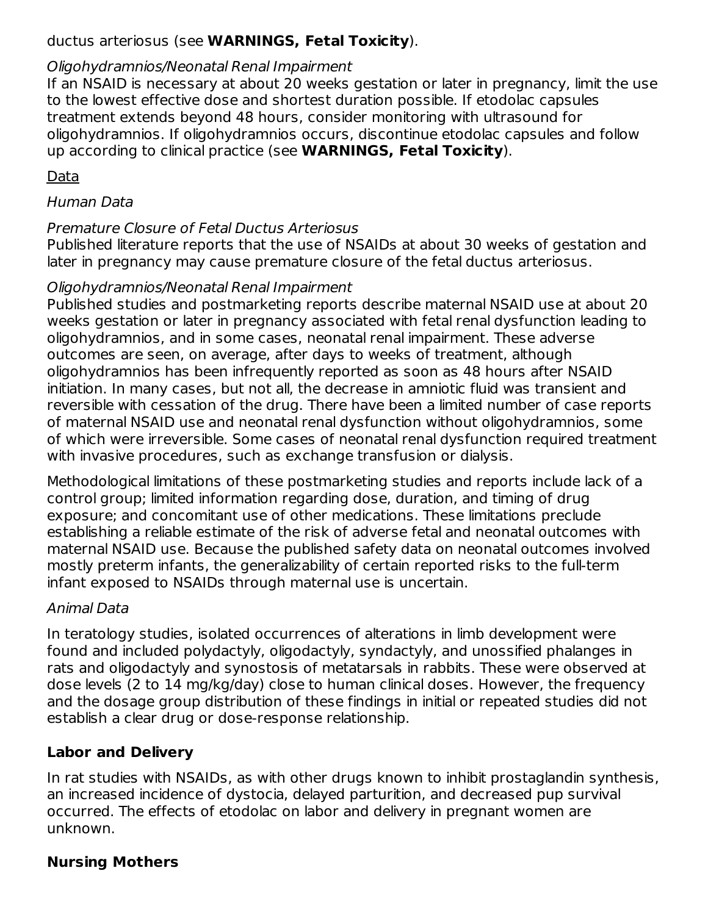ductus arteriosus (see **WARNINGS, Fetal Toxicity**).

*Oligohydramnios/Neonatal Renal Impairment*

If an NSAID is necessary at about 20 weeks gestation or later in pregnancy, limit the use to the lowest effective dose and shortest duration possible. If etodolac capsules treatment extends beyond 48 hours, consider monitoring with ultrasound for oligohydramnios. If oligohydramnios occurs, discontinue etodolac capsules and follow up according to clinical practice (see **WARNINGS, Fetal Toxicity**).

Data

*Human Data*

*Premature Closure of Fetal Ductus Arteriosus*

Published literature reports that the use of NSAIDs at about 30 weeks of gestation and later in pregnancy may cause premature closure of the fetal ductus arteriosus.

*Oligohydramnios/Neonatal Renal Impairment*

Published studies and postmarketing reports describe maternal NSAID use at about 20 weeks gestation or later in pregnancy associated with fetal renal dysfunction leading to oligohydramnios, and in some cases, neonatal renal impairment. These adverse outcomes are seen, on average, after days to weeks of treatment, although oligohydramnios has been infrequently reported as soon as 48 hours after NSAID initiation. In many cases, but not all, the decrease in amniotic fluid was transient and reversible with cessation of the drug. There have been a limited number of case reports of maternal NSAID use and neonatal renal dysfunction without oligohydramnios, some of which were irreversible. Some cases of neonatal renal dysfunction required treatment with invasive procedures, such as exchange transfusion or dialysis.

Methodological limitations of these postmarketing studies and reports include lack of a control group; limited information regarding dose, duration, and timing of drug exposure; and concomitant use of other medications. These limitations preclude establishing a reliable estimate of the risk of adverse fetal and neonatal outcomes with maternal NSAID use. Because the published safety data on neonatal outcomes involved mostly preterm infants, the generalizability of certain reported risks to the full-term infant exposed to NSAIDs through maternal use is uncertain.

*Animal Data*

In teratology studies, isolated occurrences of alterations in limb development were found and included polydactyly, oligodactyly, syndactyly, and unossified phalanges in rats and oligodactyly and synostosis of metatarsals in rabbits. These were observed at dose levels (2 to 14 mg/kg/day) close to human clinical doses. However, the frequency and the dosage group distribution of these findings in initial or repeated studies did not establish a clear drug or dose-response relationship.

**Labor and Delivery**

In rat studies with NSAIDs, as with other drugs known to inhibit prostaglandin synthesis, an increased incidence of dystocia, delayed parturition, and decreased pup survival occurred. The effects of etodolac on labor and delivery in pregnant women are unknown.

**Nursing Mothers**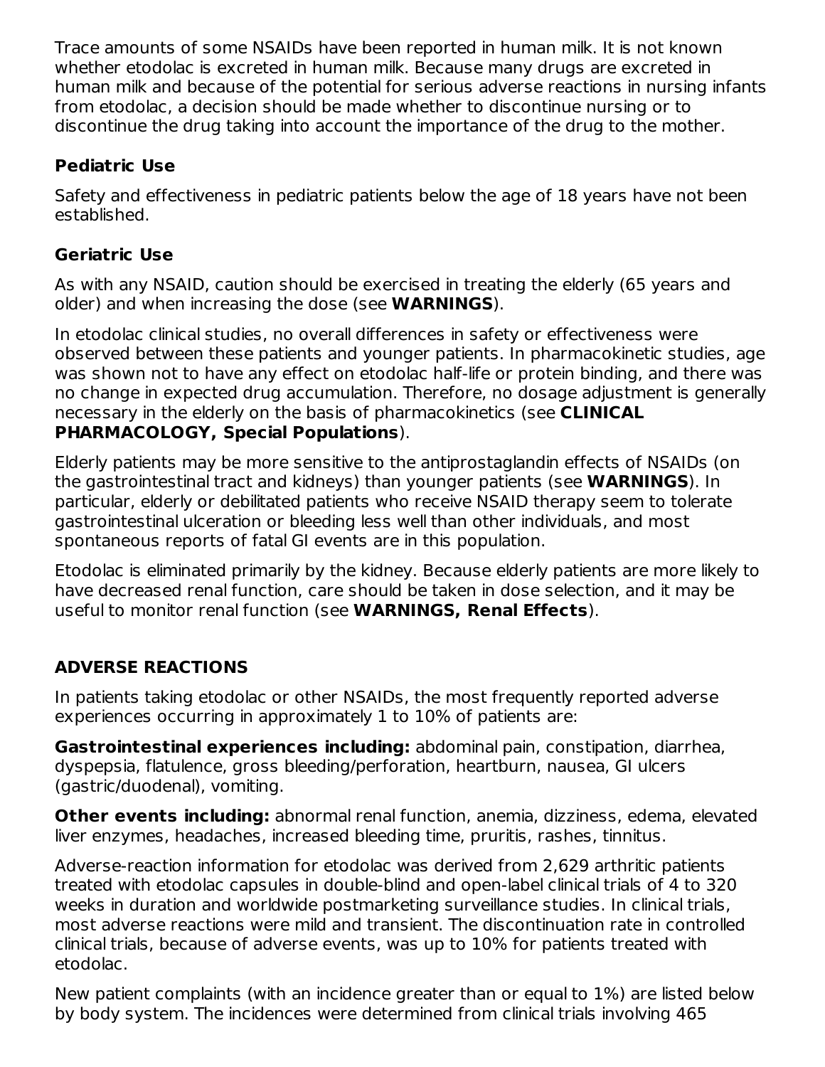Trace amounts of some NSAIDs have been reported in human milk. It is not known whether etodolac is excreted in human milk. Because many drugs are excreted in human milk and because of the potential for serious adverse reactions in nursing infants from etodolac, a decision should be made whether to discontinue nursing or to discontinue the drug taking into account the importance of the drug to the mother.

### Pediatric Use

Safety and effectiveness in pediatric patients below the age of 18 years have not been established.

### Geriatric Use

As with any NSAID, caution should be exercised in treating the elderly (65 years and older) and when increasing the dose (see **WARNINGS**).

In etodolac clinical studies, no overall differences in safety or effectiveness were observed between these patients and younger patients. In pharmacokinetic studies, age was shown not to have any effect on etodolac half-life or protein binding, and there was no change in expected drug accumulation. Therefore, no dosage adjustment is generally necessary in the elderly on the basis of pharmacokinetics (see **CLINICAL PHARMACOLOGY, Special Populations**).

Elderly patients may be more sensitive to the antiprostaglandin effects of NSAIDs (on the gastrointestinal tract and kidneys) than younger patients (see **WARNINGS**). In particular, elderly or debilitated patients who receive NSAID therapy seem to tolerate gastrointestinal ulceration or bleeding less well than other individuals, and most spontaneous reports of fatal GI events are in this population.

Etodolac is eliminated primarily by the kidney. Because elderly patients are more likely to have decreased renal function, care should be taken in dose selection, and it may be useful to monitor renal function (see **WARNINGS, Renal Effects**).

## ADVERSE REACTIONS

In patients taking etodolac or other NSAIDs, the most frequently reported adverse experiences occurring in approximately 1 to 10% of patients are:

**Gastrointestinal experiences including:** abdominal pain, constipation, diarrhea, dyspepsia, flatulence, gross bleeding/perforation, heartburn, nausea, GI ulcers (gastric/duodenal), vomiting.

**Other events including:** abnormal renal function, anemia, dizziness, edema, elevated liver enzymes, headaches, increased bleeding time, pruritis, rashes, tinnitus.

Adverse-reaction information for etodolac was derived from 2,629 arthritic patients treated with etodolac capsules in double-blind and open-label clinical trials of 4 to 320 weeks in duration and worldwide postmarketing surveillance studies. In clinical trials, most adverse reactions were mild and transient. The discontinuation rate in controlled clinical trials, because of adverse events, was up to 10% for patients treated with etodolac.

New patient complaints (with an incidence greater than or equal to 1%) are listed below by body system. The incidences were determined from clinical trials involving 465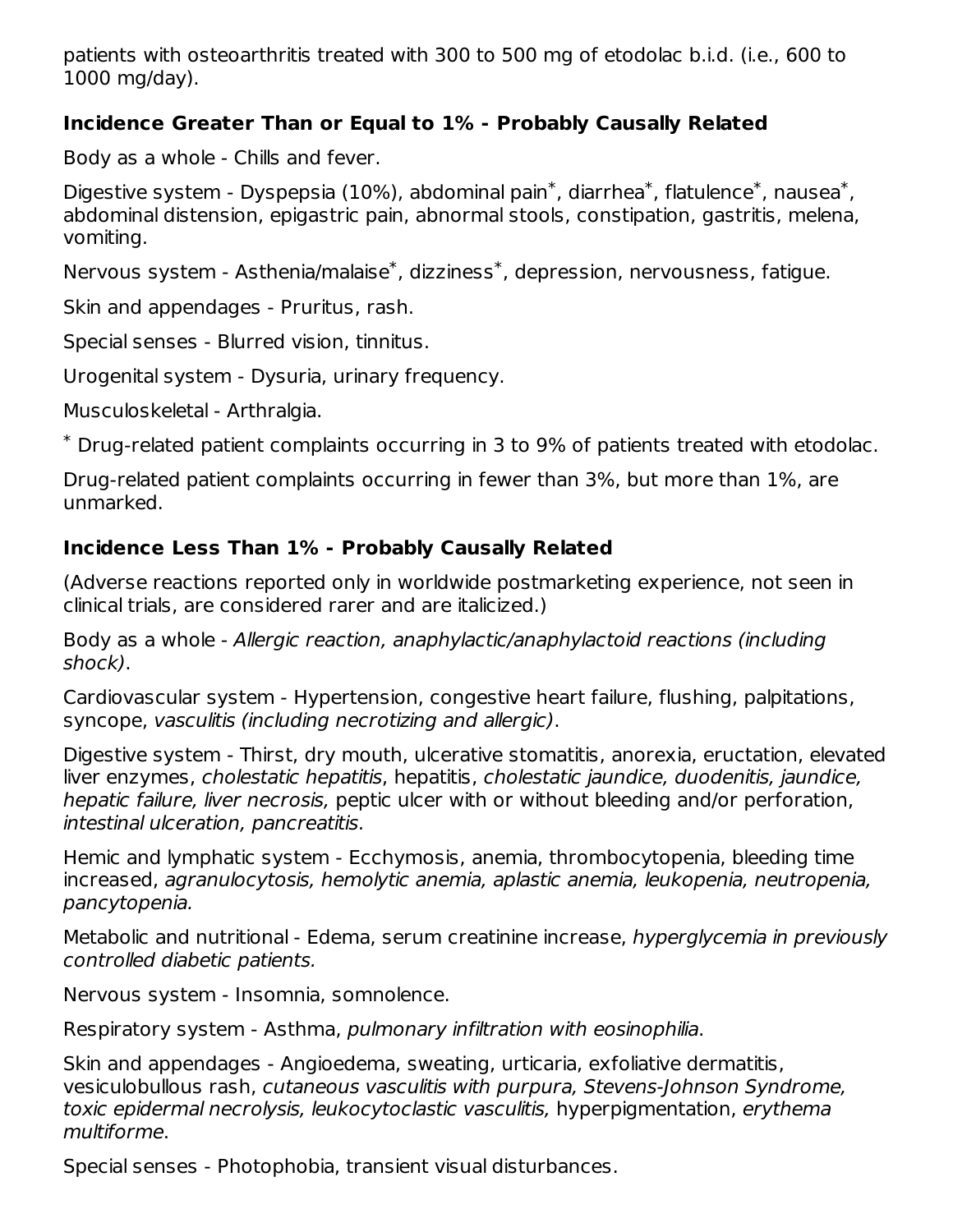patients with osteoarthritis treated with 300 to 500 mg of etodolac b.i.d. (i.e., 600 to 1000 mg/day).

**Incidence Greater Than or Equal to 1% - Probably Causally Related**

Body as a whole - Chills and fever.

Digestive system - Dyspepsia (10%), abdominal pain*, diarrhea*, flatulence*, nausea*, abdominal distension, epigastric pain, abnormal stools, constipation, gastritis, melena, vomiting.

Nervous system - Asthenia/malaise*, dizziness*, depression, nervousness, fatigue.

Skin and appendages - Pruritus, rash.

Special senses - Blurred vision, tinnitus.

Urogenital system - Dysuria, urinary frequency.

Musculoskeletal - Arthralgia.

* Drug-related patient complaints occurring in 3 to 9% of patients treated with etodolac.

Drug-related patient complaints occurring in fewer than 3%, but more than 1%, are unmarked.

**Incidence Less Than 1% - Probably Causally Related**

(Adverse reactions reported only in worldwide postmarketing experience, not seen in clinical trials, are considered rarer and are italicized.)

Body as a whole - *Allergic reaction, anaphylactic/anaphylactoid reactions (including shock)*.

Cardiovascular system - Hypertension, congestive heart failure, flushing, palpitations, syncope, *vasculitis (including necrotizing and allergic)*.

Digestive system - Thirst, dry mouth, ulcerative stomatitis, anorexia, eructation, elevated liver enzymes, *cholestatic hepatitis*, hepatitis, *cholestatic jaundice, duodenitis, jaundice, hepatic failure, liver necrosis,* peptic ulcer with or without bleeding and/or perforation, *intestinal ulceration, pancreatitis*.

Hemic and lymphatic system - Ecchymosis, anemia, thrombocytopenia, bleeding time increased, *agranulocytosis, hemolytic anemia, aplastic anemia, leukopenia, neutropenia, pancytopenia.*

Metabolic and nutritional - Edema, serum creatinine increase, *hyperglycemia in previously controlled diabetic patients.*

Nervous system - Insomnia, somnolence.

Respiratory system - Asthma, *pulmonary infiltration with eosinophilia*.

Skin and appendages - Angioedema, sweating, urticaria, exfoliative dermatitis, vesiculobullous rash, *cutaneous vasculitis with purpura, Stevens-Johnson Syndrome, toxic epidermal necrolysis, leukocytoclastic vasculitis,* hyperpigmentation, *erythema multiforme*.

Special senses - Photophobia, transient visual disturbances.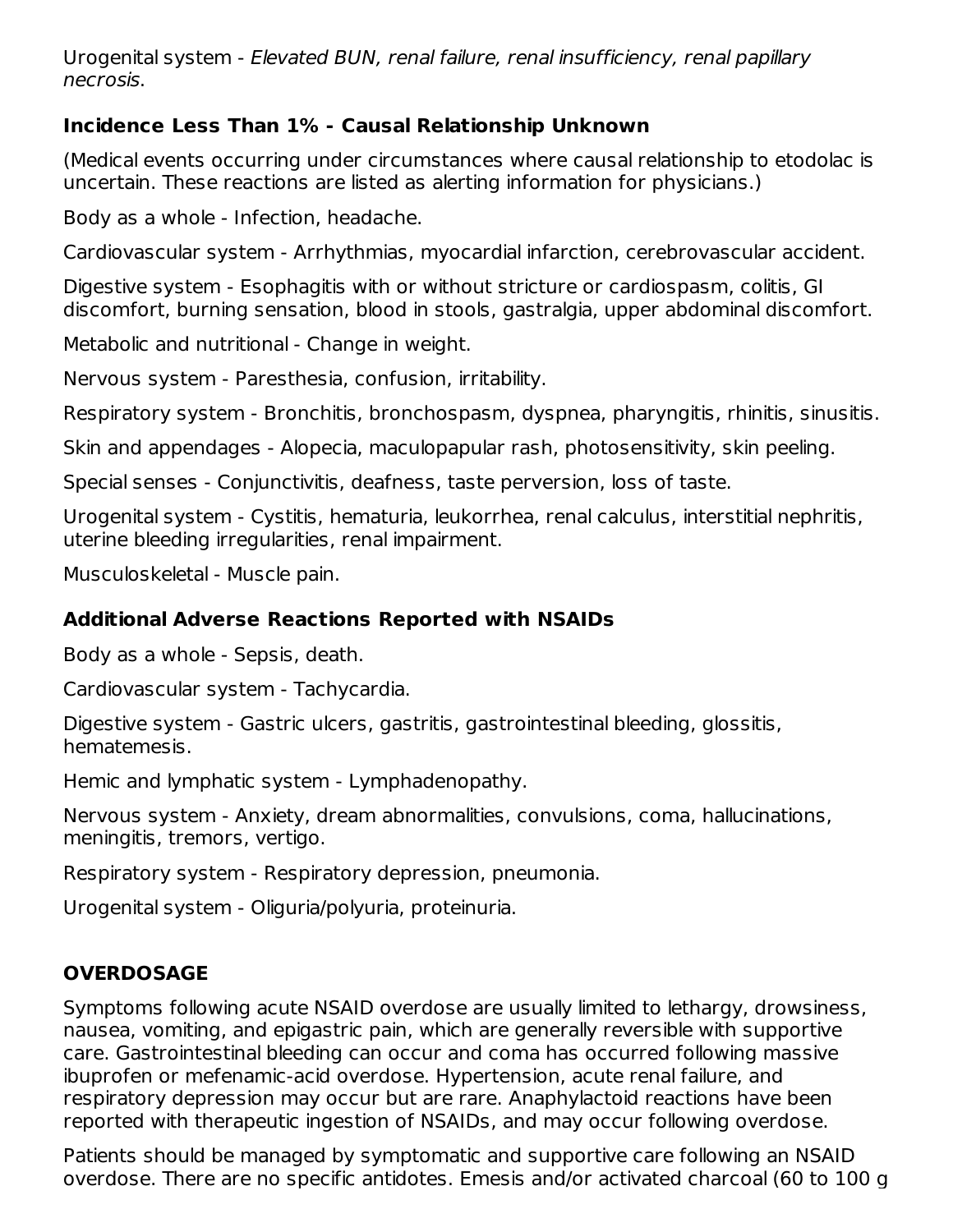Urogenital system - *Elevated BUN, renal failure, renal insufficiency, renal papillary necrosis*.

### Incidence Less Than 1% - Causal Relationship Unknown

(Medical events occurring under circumstances where causal relationship to etodolac is uncertain. These reactions are listed as alerting information for physicians.)

Body as a whole - Infection, headache.

Cardiovascular system - Arrhythmias, myocardial infarction, cerebrovascular accident.

Digestive system - Esophagitis with or without stricture or cardiospasm, colitis, GI discomfort, burning sensation, blood in stools, gastralgia, upper abdominal discomfort.

Metabolic and nutritional - Change in weight.

Nervous system - Paresthesia, confusion, irritability.

Respiratory system - Bronchitis, bronchospasm, dyspnea, pharyngitis, rhinitis, sinusitis.

Skin and appendages - Alopecia, maculopapular rash, photosensitivity, skin peeling.

Special senses - Conjunctivitis, deafness, taste perversion, loss of taste.

Urogenital system - Cystitis, hematuria, leukorrhea, renal calculus, interstitial nephritis, uterine bleeding irregularities, renal impairment.

Musculoskeletal - Muscle pain.

### Additional Adverse Reactions Reported with NSAIDs

Body as a whole - Sepsis, death.

Cardiovascular system - Tachycardia.

Digestive system - Gastric ulcers, gastritis, gastrointestinal bleeding, glossitis, hematemesis.

Hemic and lymphatic system - Lymphadenopathy.

Nervous system - Anxiety, dream abnormalities, convulsions, coma, hallucinations, meningitis, tremors, vertigo.

Respiratory system - Respiratory depression, pneumonia.

Urogenital system - Oliguria/polyuria, proteinuria.

## OVERDOSAGE

Symptoms following acute NSAID overdose are usually limited to lethargy, drowsiness, nausea, vomiting, and epigastric pain, which are generally reversible with supportive care. Gastrointestinal bleeding can occur and coma has occurred following massive ibuprofen or mefenamic-acid overdose. Hypertension, acute renal failure, and respiratory depression may occur but are rare. Anaphylactoid reactions have been reported with therapeutic ingestion of NSAIDs, and may occur following overdose.

Patients should be managed by symptomatic and supportive care following an NSAID overdose. There are no specific antidotes. Emesis and/or activated charcoal (60 to 100 g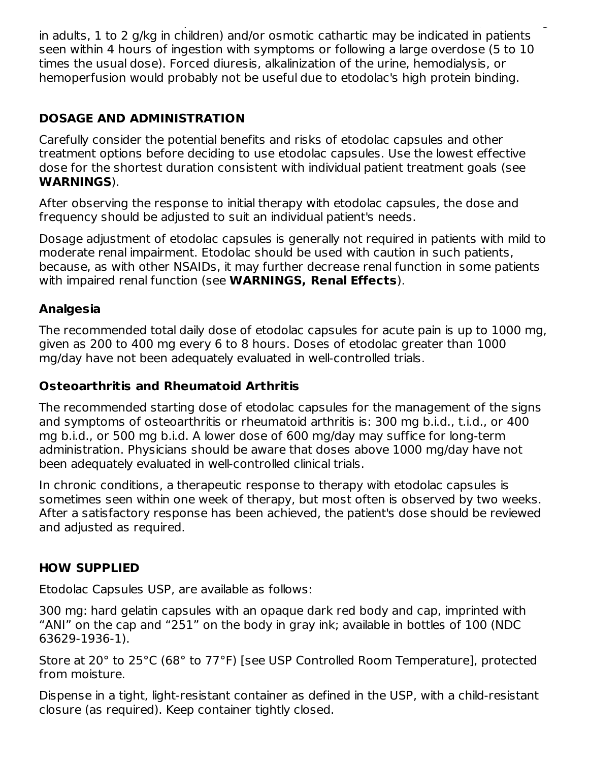in adults, 1 to 2 g/kg in children) and/or osmotic cathartic may be indicated in patients seen within 4 hours of ingestion with symptoms or following a large overdose (5 to 10 times the usual dose). Forced diuresis, alkalinization of the urine, hemodialysis, or hemoperfusion would probably not be useful due to etodolac's high protein binding.

## DOSAGE AND ADMINISTRATION

Carefully consider the potential benefits and risks of etodolac capsules and other treatment options before deciding to use etodolac capsules. Use the lowest effective dose for the shortest duration consistent with individual patient treatment goals (see **WARNINGS**).

After observing the response to initial therapy with etodolac capsules, the dose and frequency should be adjusted to suit an individual patient's needs.

Dosage adjustment of etodolac capsules is generally not required in patients with mild to moderate renal impairment. Etodolac should be used with caution in such patients, because, as with other NSAIDs, it may further decrease renal function in some patients with impaired renal function (see **WARNINGS, Renal Effects**).

### Analgesia

The recommended total daily dose of etodolac capsules for acute pain is up to 1000 mg, given as 200 to 400 mg every 6 to 8 hours. Doses of etodolac greater than 1000 mg/day have not been adequately evaluated in well-controlled trials.

### Osteoarthritis and Rheumatoid Arthritis

The recommended starting dose of etodolac capsules for the management of the signs and symptoms of osteoarthritis or rheumatoid arthritis is: 300 mg b.i.d., t.i.d., or 400 mg b.i.d., or 500 mg b.i.d. A lower dose of 600 mg/day may suffice for long-term administration. Physicians should be aware that doses above 1000 mg/day have not been adequately evaluated in well-controlled clinical trials.

In chronic conditions, a therapeutic response to therapy with etodolac capsules is sometimes seen within one week of therapy, but most often is observed by two weeks. After a satisfactory response has been achieved, the patient's dose should be reviewed and adjusted as required.

## HOW SUPPLIED

Etodolac Capsules USP, are available as follows:

300 mg: hard gelatin capsules with an opaque dark red body and cap, imprinted with “ANI” on the cap and “251” on the body in gray ink; available in bottles of 100 (NDC 63629-1936-1).

Store at 20° to 25°C (68° to 77°F) [see USP Controlled Room Temperature], protected from moisture.

Dispense in a tight, light-resistant container as defined in the USP, with a child-resistant closure (as required). Keep container tightly closed.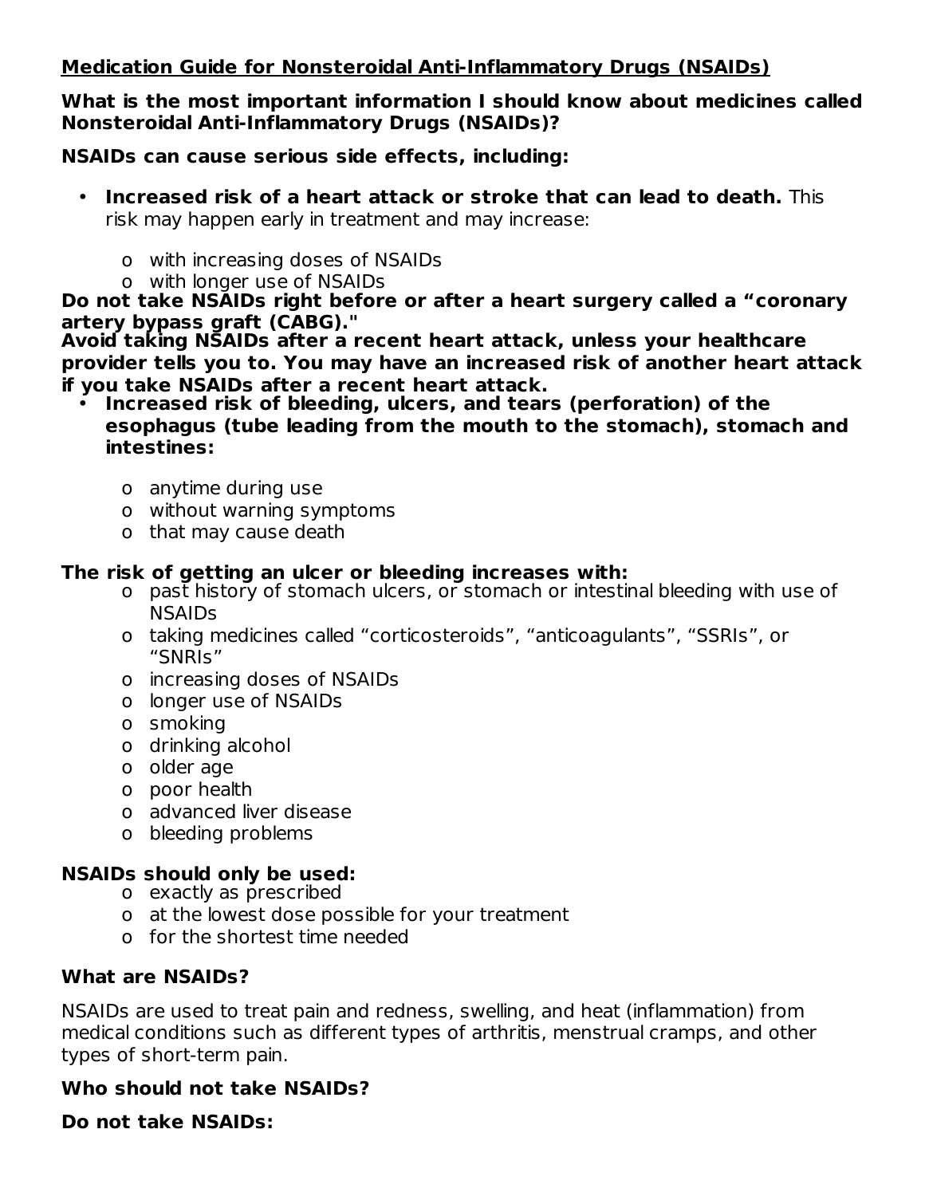## Medication Guide for Nonsteroidal Anti-Inflammatory Drugs (NSAIDs)

**What is the most important information I should know about medicines called Nonsteroidal Anti-Inflammatory Drugs (NSAIDs)?**

**NSAIDs can cause serious side effects, including:**

- **Increased risk of a heart attack or stroke that can lead to death.** This risk may happen early in treatment and may increase:
  - o with increasing doses of NSAIDs
  - o with longer use of NSAIDs

**Do not take NSAIDs right before or after a heart surgery called a "coronary artery bypass graft (CABG)."**

**Avoid taking NSAIDs after a recent heart attack, unless your healthcare provider tells you to. You may have an increased risk of another heart attack if you take NSAIDs after a recent heart attack.**

- **Increased risk of bleeding, ulcers, and tears (perforation) of the esophagus (tube leading from the mouth to the stomach), stomach and intestines:**
  - o anytime during use
  - o without warning symptoms
  - o that may cause death

**The risk of getting an ulcer or bleeding increases with:**

- o past history of stomach ulcers, or stomach or intestinal bleeding with use of NSAIDs
- o taking medicines called "corticosteroids", "anticoagulants", "SSRIs", or "SNRIs"
- o increasing doses of NSAIDs
- o longer use of NSAIDs
- o smoking
- o drinking alcohol
- o older age
- o poor health
- o advanced liver disease
- o bleeding problems

**NSAIDs should only be used:**

- o exactly as prescribed
- o at the lowest dose possible for your treatment
- o for the shortest time needed

**What are NSAIDs?**

NSAIDs are used to treat pain and redness, swelling, and heat (inflammation) from medical conditions such as different types of arthritis, menstrual cramps, and other types of short-term pain.

**Who should not take NSAIDs?**

**Do not take NSAIDs:**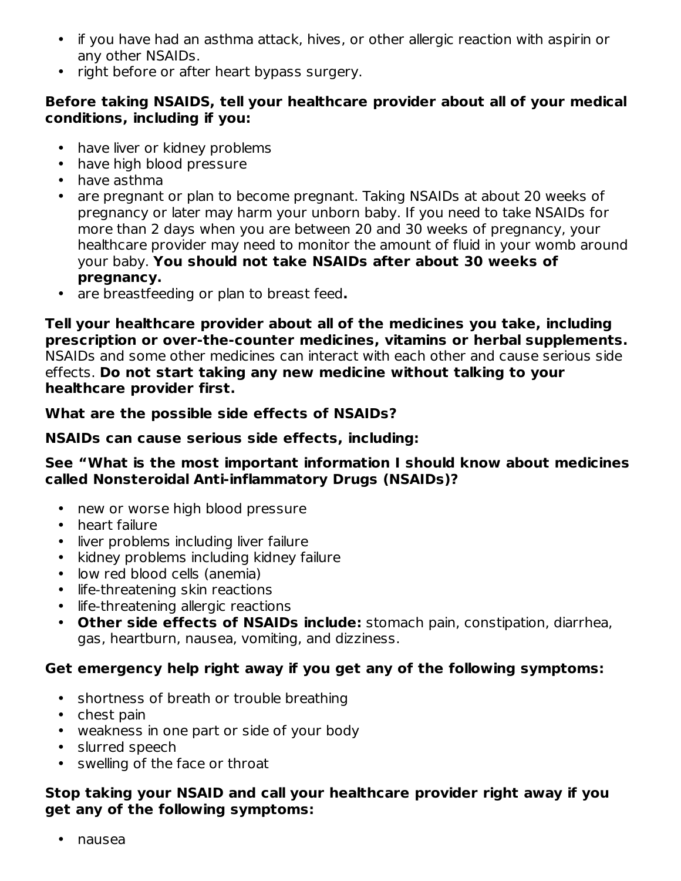- if you have had an asthma attack, hives, or other allergic reaction with aspirin or any other NSAIDs.
- right before or after heart bypass surgery.

**Before taking NSAIDS, tell your healthcare provider about all of your medical conditions, including if you:**

- have liver or kidney problems
- have high blood pressure
- have asthma
- are pregnant or plan to become pregnant. Taking NSAIDs at about 20 weeks of pregnancy or later may harm your unborn baby. If you need to take NSAIDs for more than 2 days when you are between 20 and 30 weeks of pregnancy, your healthcare provider may need to monitor the amount of fluid in your womb around your baby. **You should not take NSAIDs after about 30 weeks of pregnancy.**
- are breastfeeding or plan to breast feed**.**

**Tell your healthcare provider about all of the medicines you take, including prescription or over-the-counter medicines, vitamins or herbal supplements.** NSAIDs and some other medicines can interact with each other and cause serious side effects. **Do not start taking any new medicine without talking to your healthcare provider first.**

**What are the possible side effects of NSAIDs?**

**NSAIDs can cause serious side effects, including:**

**See "What is the most important information I should know about medicines called Nonsteroidal Anti-inflammatory Drugs (NSAIDs)?**

- new or worse high blood pressure
- heart failure
- liver problems including liver failure
- kidney problems including kidney failure
- low red blood cells (anemia)
- life-threatening skin reactions
- life-threatening allergic reactions
- **Other side effects of NSAIDs include:** stomach pain, constipation, diarrhea, gas, heartburn, nausea, vomiting, and dizziness.

**Get emergency help right away if you get any of the following symptoms:**

- shortness of breath or trouble breathing
- chest pain
- weakness in one part or side of your body
- slurred speech
- swelling of the face or throat

**Stop taking your NSAID and call your healthcare provider right away if you get any of the following symptoms:**

- nausea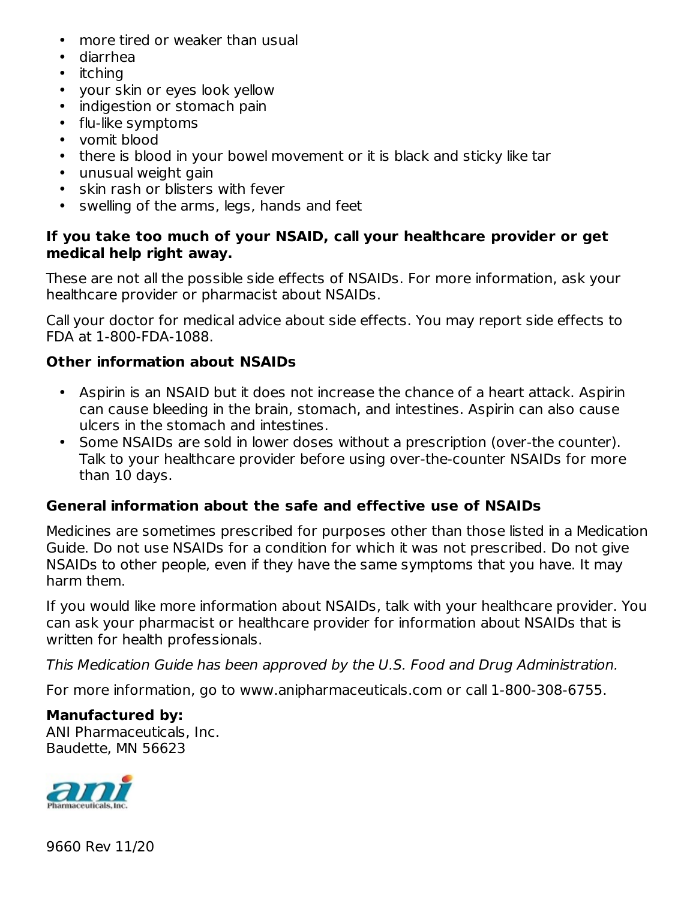- more tired or weaker than usual
- diarrhea
- itching
- your skin or eyes look yellow
- indigestion or stomach pain
- flu-like symptoms
- vomit blood
- there is blood in your bowel movement or it is black and sticky like tar
- unusual weight gain
- skin rash or blisters with fever
- swelling of the arms, legs, hands and feet

**If you take too much of your NSAID, call your healthcare provider or get medical help right away.**

These are not all the possible side effects of NSAIDs. For more information, ask your healthcare provider or pharmacist about NSAIDs.

Call your doctor for medical advice about side effects. You may report side effects to FDA at 1-800-FDA-1088.

**Other information about NSAIDs**

- Aspirin is an NSAID but it does not increase the chance of a heart attack. Aspirin can cause bleeding in the brain, stomach, and intestines. Aspirin can also cause ulcers in the stomach and intestines.
- Some NSAIDs are sold in lower doses without a prescription (over-the counter). Talk to your healthcare provider before using over-the-counter NSAIDs for more than 10 days.

**General information about the safe and effective use of NSAIDs**

Medicines are sometimes prescribed for purposes other than those listed in a Medication Guide. Do not use NSAIDs for a condition for which it was not prescribed. Do not give NSAIDs to other people, even if they have the same symptoms that you have. It may harm them.

If you would like more information about NSAIDs, talk with your healthcare provider. You can ask your pharmacist or healthcare provider for information about NSAIDs that is written for health professionals.

*This Medication Guide has been approved by the U.S. Food and Drug Administration.*

For more information, go to www.anipharmaceuticals.com or call 1-800-308-6755.

**Manufactured by:**
ANI Pharmaceuticals, Inc.
Baudette, MN 56623

9660 Rev 11/20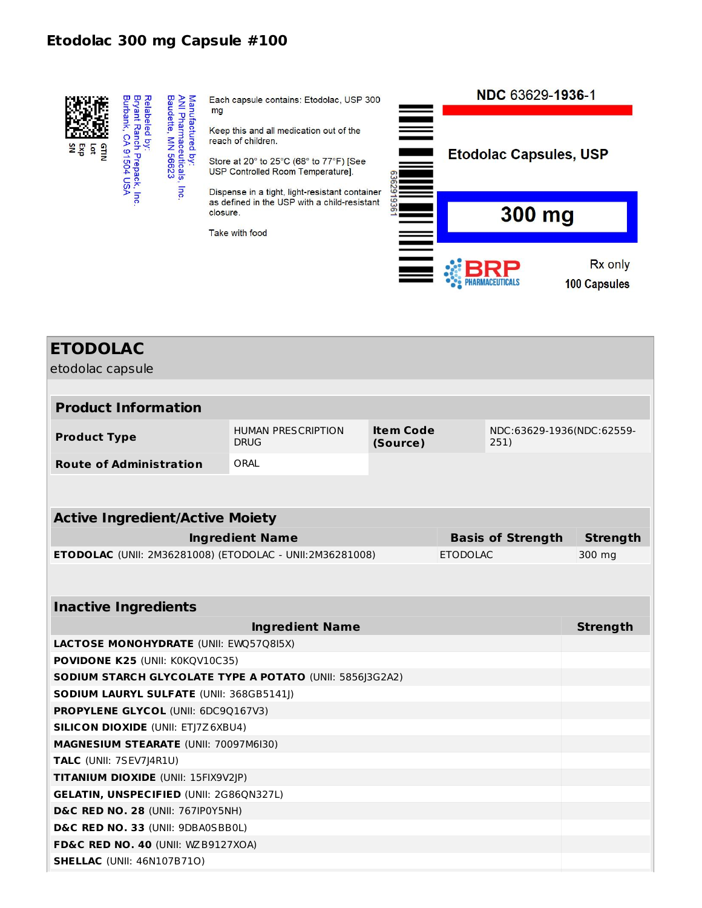# Etodolac 300 mg Capsule #100

GTIN
Lot
Exp
SN

Relabeled by:
Bryant Ranch Prepack, Inc.
Burbank, CA 91504 USA

Manufactured by:
ANI Pharmaceuticals, Inc.
Baudette, MN 56623

Each capsule contains: Etodolac, USP 300 mg

Keep this and all medication out of the reach of children.

Store at 20° to 25°C (68° to 77°F) [See USP Controlled Room Temperature].

Dispense in a tight, light-resistant container as defined in the USP with a child-resistant closure.

Take with food

6362919361

NDC 63629-**1936**-1

**Etodolac Capsules, USP**

**300 mg**

BRP PHARMACEUTICALS

Rx only

100 Capsules

## ETODOLAC

etodolac capsule

### Product Information

| | | | |
|---|---|---|---|
| **Product Type** | HUMAN PRESCRIPTION DRUG | **Item Code (Source)** | NDC:63629-1936(NDC:62559-251) |
| **Route of Administration** | ORAL | | |

### Active Ingredient/Active Moiety

| Ingredient Name | Basis of Strength | Strength |
|---|---|---|
| **ETODOLAC** (UNII: 2M36281008) (ETODOLAC - UNII:2M36281008) | ETODOLAC | 300 mg |

### Inactive Ingredients

| Ingredient Name | Strength |
|---|---|
| **LACTOSE MONOHYDRATE** (UNII: EWQ57Q8I5X) | |
| **POVIDONE K25** (UNII: K0KQV10C35) | |
| **SODIUM STARCH GLYCOLATE TYPE A POTATO** (UNII: 5856J3G2A2) | |
| **SODIUM LAURYL SULFATE** (UNII: 368GB5141J) | |
| **PROPYLENE GLYCOL** (UNII: 6DC9Q167V3) | |
| **SILICON DIOXIDE** (UNII: ETJ7Z6XBU4) | |
| **MAGNESIUM STEARATE** (UNII: 70097M6I30) | |
| **TALC** (UNII: 7SEV7J4R1U) | |
| **TITANIUM DIOXIDE** (UNII: 15FIX9V2JP) | |
| **GELATIN, UNSPECIFIED** (UNII: 2G86QN327L) | |
| **D&C RED NO. 28** (UNII: 767IP0Y5NH) | |
| **D&C RED NO. 33** (UNII: 9DBA0SBB0L) | |
| **FD&C RED NO. 40** (UNII: WZB9127XOA) | |
| **SHELLAC** (UNII: 46N107B71O) | |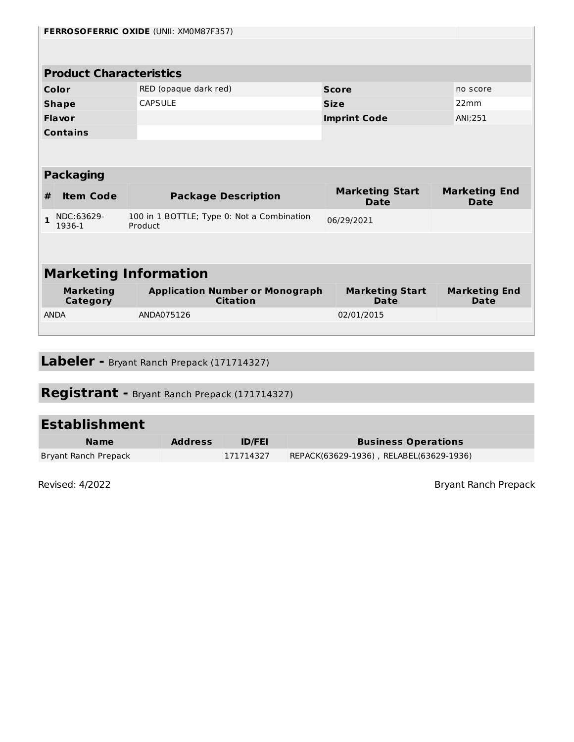| | |
|---|---|
| **FERROSOFERRIC OXIDE** (UNII: XM0M87F357) | |

| **Product Characteristics** | | | |
|---|---|---|---|
| **Color** | RED (opaque dark red) | **Score** | no score |
| **Shape** | CAPSULE | **Size** | 22mm |
| **Flavor** | | **Imprint Code** | ANI;251 |
| **Contains** | | | |

**Packaging**

| # | Item Code | Package Description | Marketing Start Date | Marketing End Date |
|---|---|---|---|---|
| 1 | NDC:63629-1936-1 | 100 in 1 BOTTLE; Type 0: Not a Combination Product | 06/29/2021 | |

## Marketing Information

| Marketing Category | Application Number or Monograph Citation | Marketing Start Date | Marketing End Date |
|---|---|---|---|
| ANDA | ANDA075126 | 02/01/2015 | |

## Labeler - Bryant Ranch Prepack (171714327)

## Registrant - Bryant Ranch Prepack (171714327)

## Establishment

| Name | Address | ID/FEI | Business Operations |
|---|---|---|---|
| Bryant Ranch Prepack | | 171714327 | REPACK(63629-1936) , RELABEL(63629-1936) |

Revised: 4/2022

Bryant Ranch Prepack